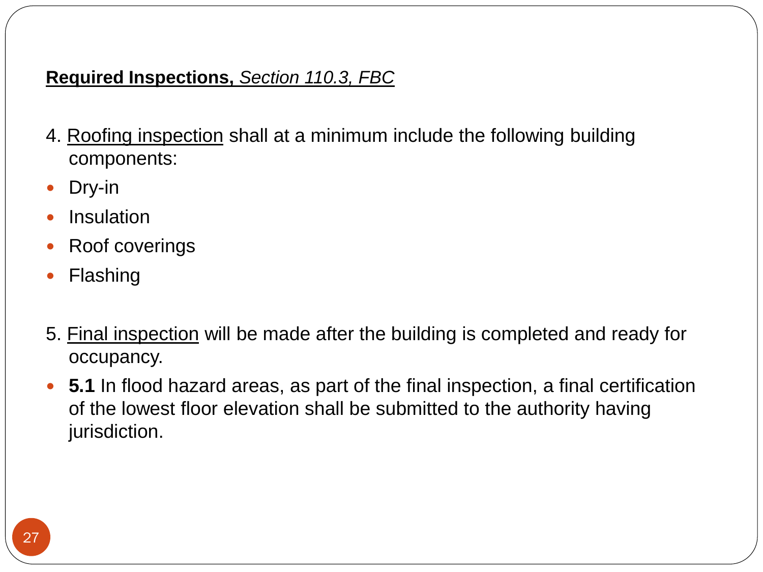**<u>Required Inspections, *Section 110.3, FBC*</u>**

4. <u>Roofing inspection</u> shall at a minimum include the following building components:

- Dry-in
- Insulation
- Roof coverings
- Flashing

5. <u>Final inspection</u> will be made after the building is completed and ready for occupancy.

- **5.1** In flood hazard areas, as part of the final inspection, a final certification of the lowest floor elevation shall be submitted to the authority having jurisdiction.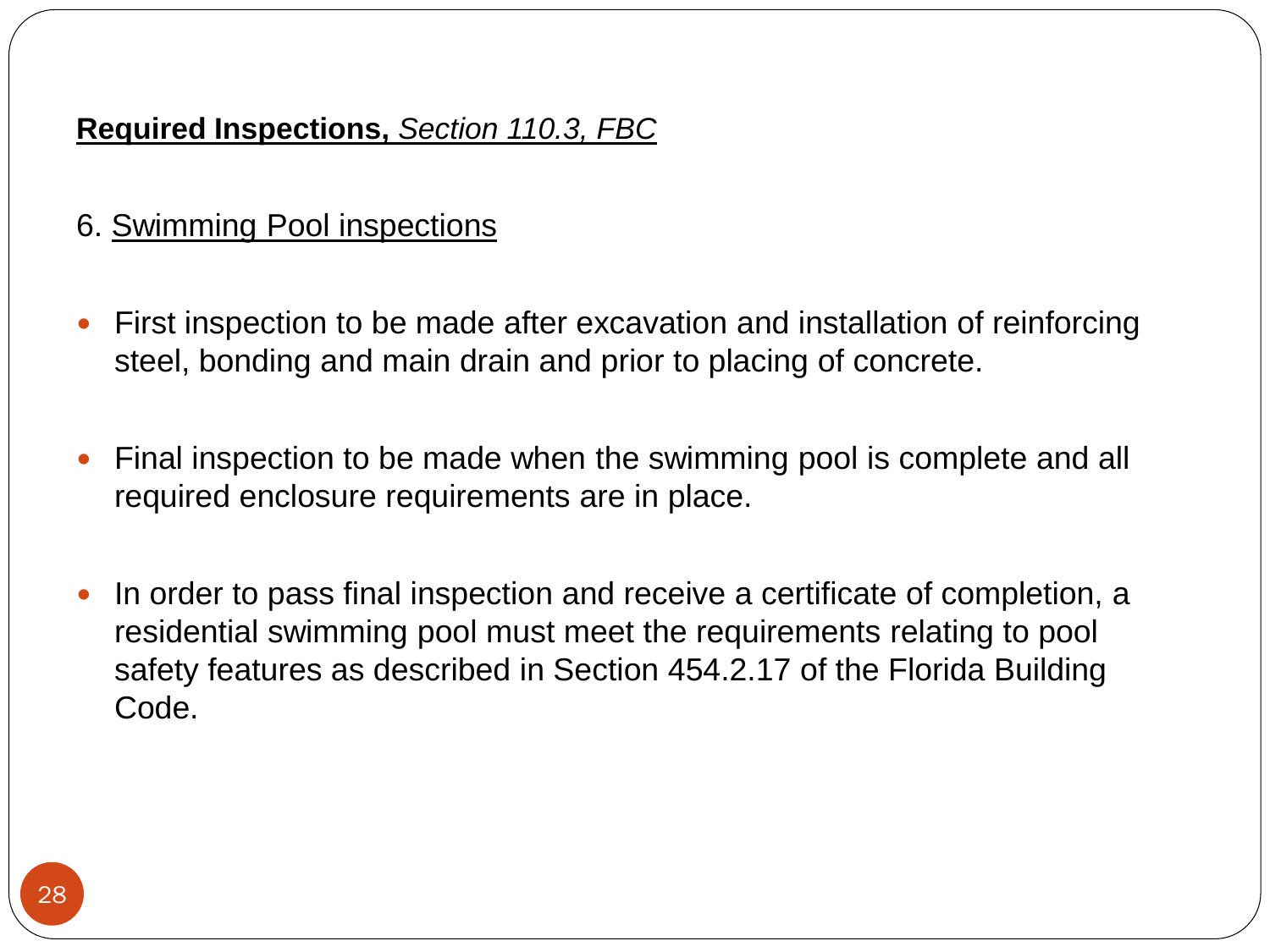**Required Inspections,** *Section 110.3, FBC*

6. Swimming Pool inspections

- First inspection to be made after excavation and installation of reinforcing steel, bonding and main drain and prior to placing of concrete.

- Final inspection to be made when the swimming pool is complete and all required enclosure requirements are in place.

- In order to pass final inspection and receive a certificate of completion, a residential swimming pool must meet the requirements relating to pool safety features as described in Section 454.2.17 of the Florida Building Code.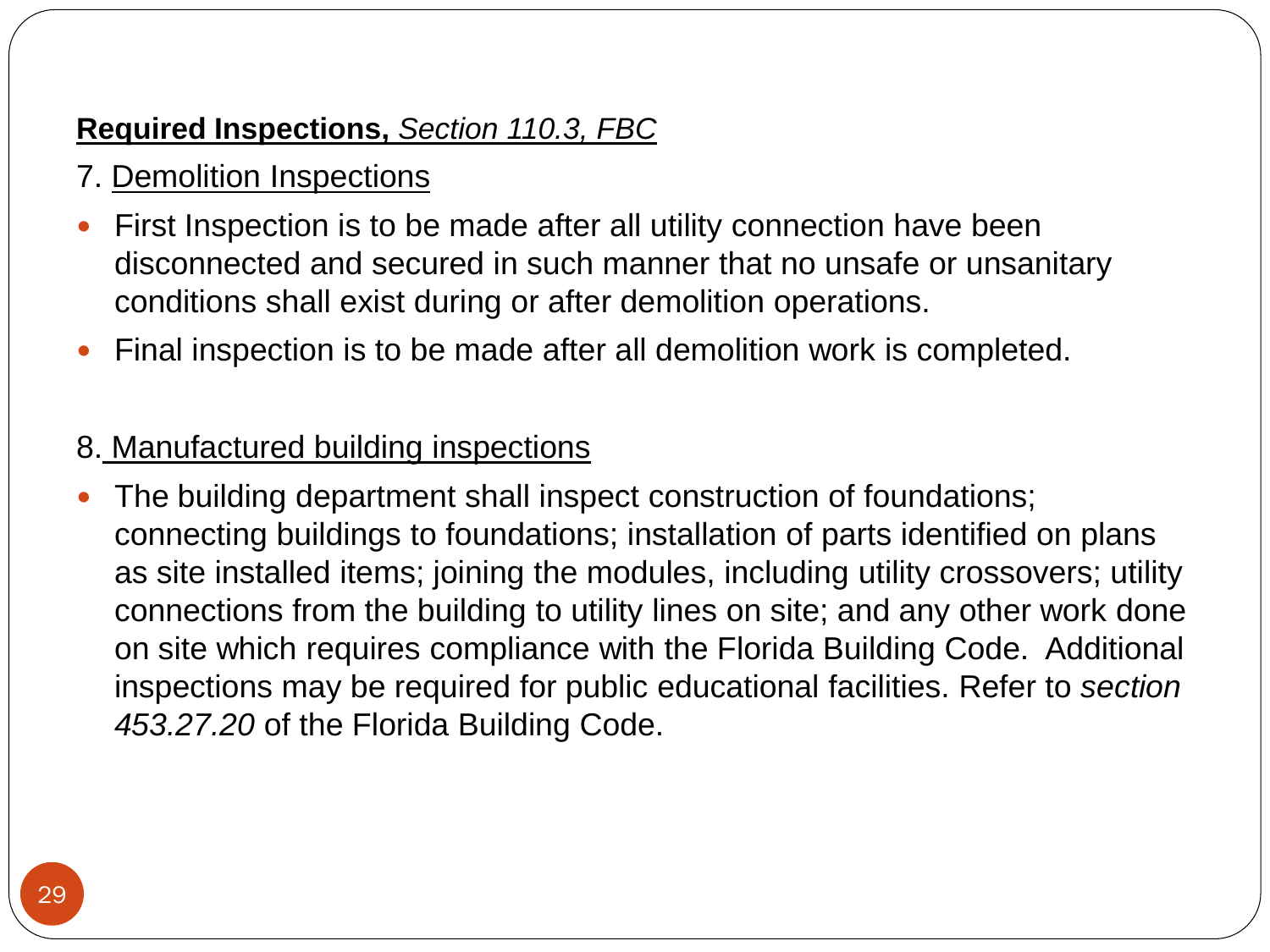**Required Inspections,** *Section 110.3, FBC*

7. Demolition Inspections

- First Inspection is to be made after all utility connection have been disconnected and secured in such manner that no unsafe or unsanitary conditions shall exist during or after demolition operations.
- Final inspection is to be made after all demolition work is completed.

8. Manufactured building inspections

- The building department shall inspect construction of foundations; connecting buildings to foundations; installation of parts identified on plans as site installed items; joining the modules, including utility crossovers; utility connections from the building to utility lines on site; and any other work done on site which requires compliance with the Florida Building Code. Additional inspections may be required for public educational facilities. Refer to *section 453.27.20* of the Florida Building Code.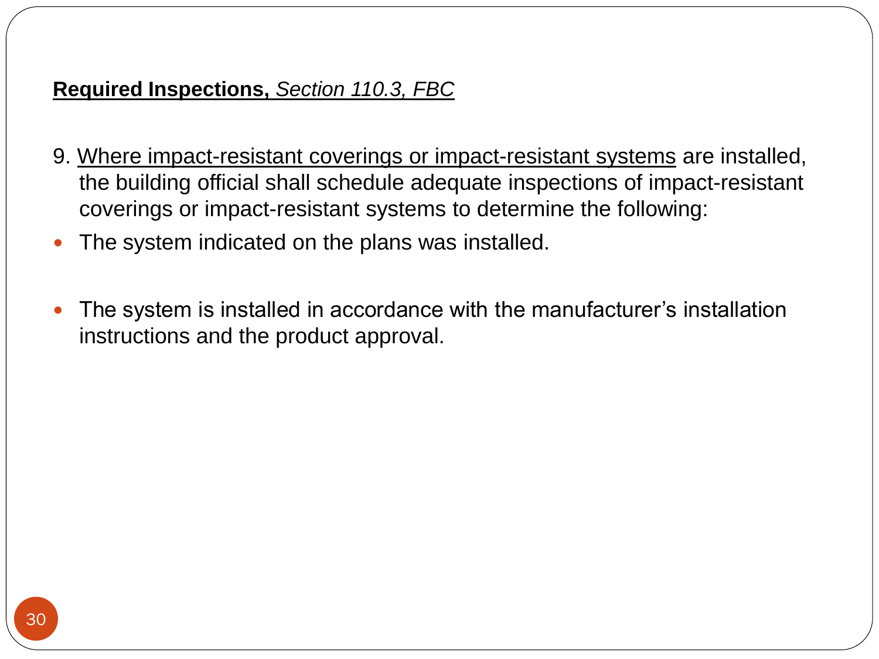**Required Inspections,** *Section 110.3, FBC*

9. Where impact-resistant coverings or impact-resistant systems are installed, the building official shall schedule adequate inspections of impact-resistant coverings or impact-resistant systems to determine the following:

- The system indicated on the plans was installed.
- The system is installed in accordance with the manufacturer's installation instructions and the product approval.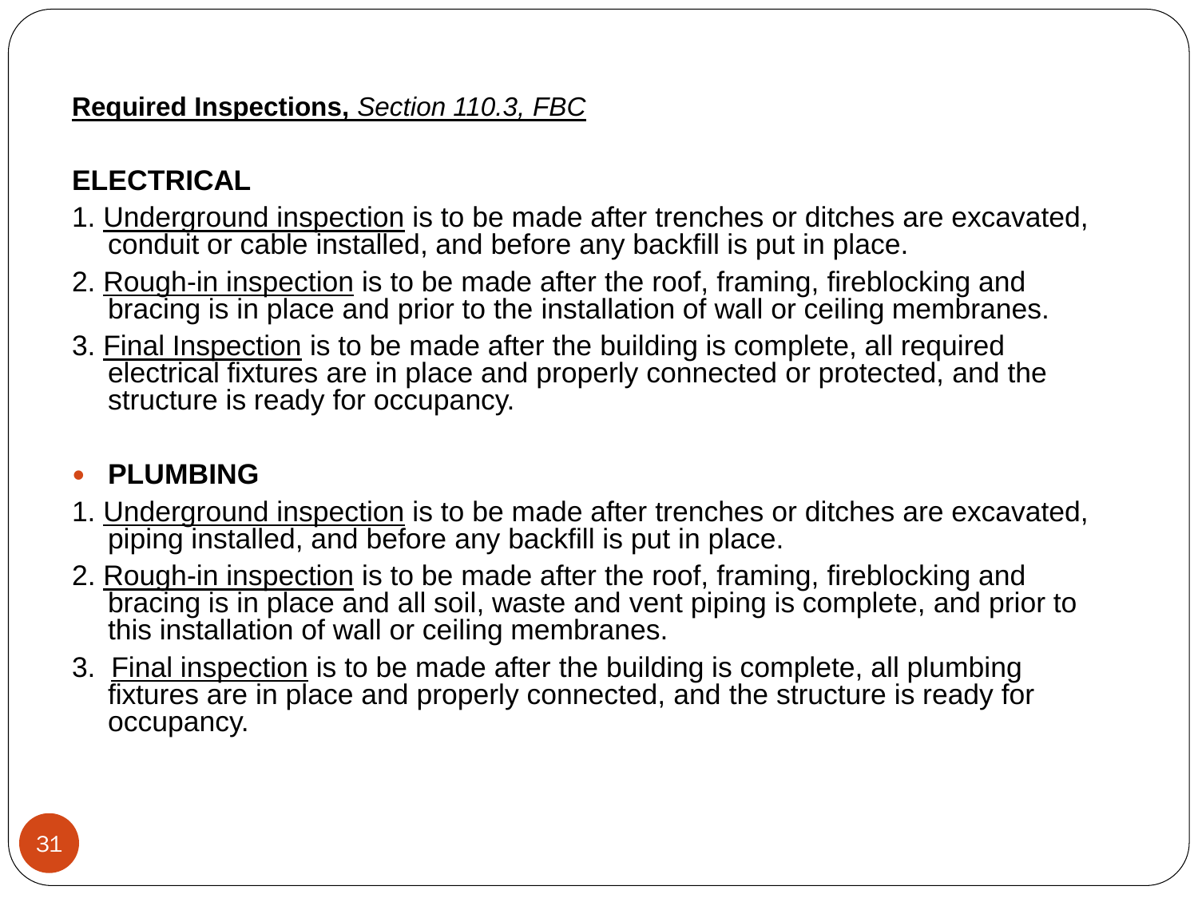**<u>Required Inspections,</u>** <u>*Section 110.3, FBC*</u>

**ELECTRICAL**

1. <u>Underground inspection</u> is to be made after trenches or ditches are excavated, conduit or cable installed, and before any backfill is put in place.
2. <u>Rough-in inspection</u> is to be made after the roof, framing, fireblocking and bracing is in place and prior to the installation of wall or ceiling membranes.
3. <u>Final Inspection</u> is to be made after the building is complete, all required electrical fixtures are in place and properly connected or protected, and the structure is ready for occupancy.

- **PLUMBING**

1. <u>Underground inspection</u> is to be made after trenches or ditches are excavated, piping installed, and before any backfill is put in place.
2. <u>Rough-in inspection</u> is to be made after the roof, framing, fireblocking and bracing is in place and all soil, waste and vent piping is complete, and prior to this installation of wall or ceiling membranes.
3. <u>Final inspection</u> is to be made after the building is complete, all plumbing fixtures are in place and properly connected, and the structure is ready for occupancy.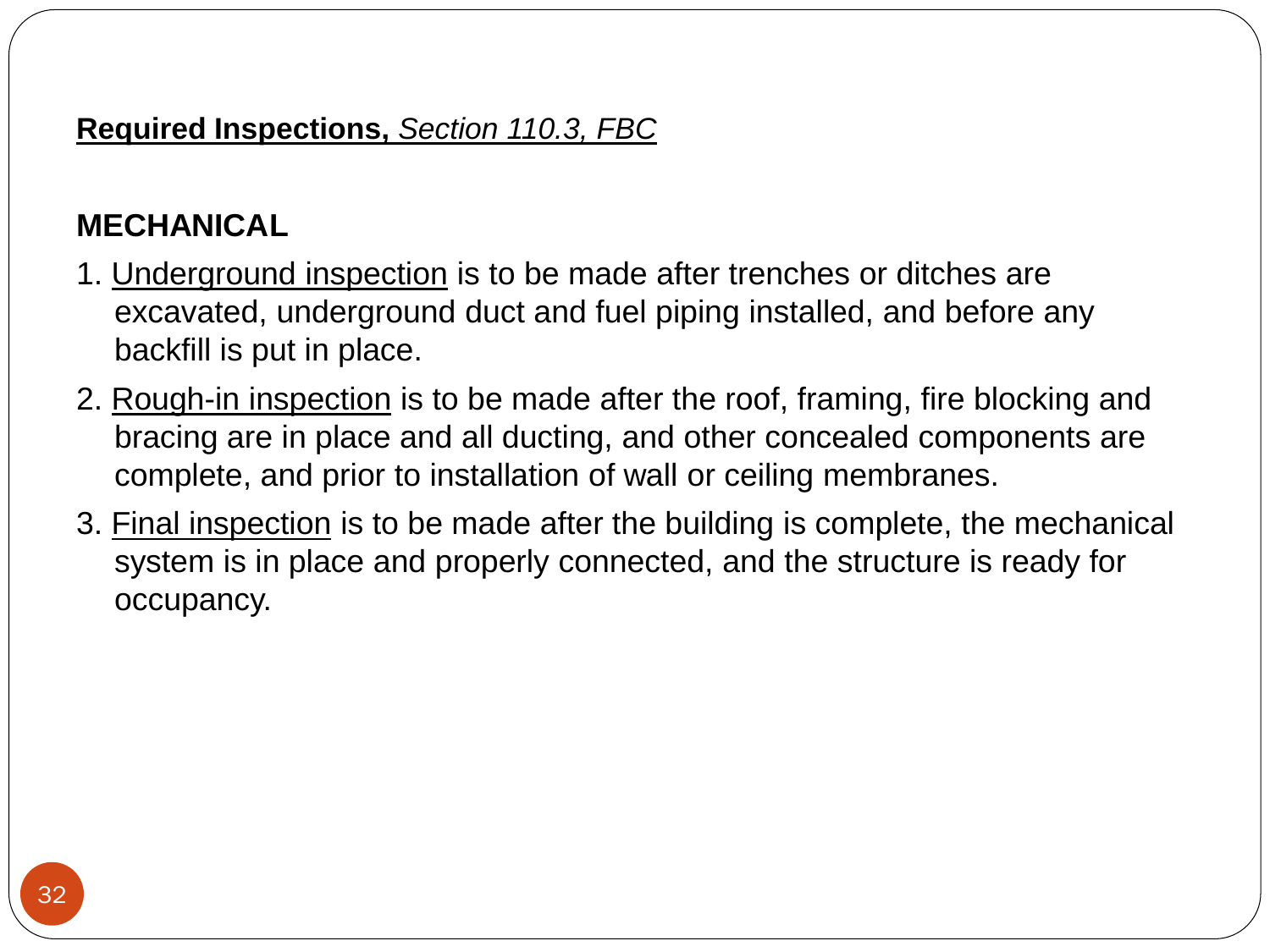**Required Inspections,** *Section 110.3, FBC*

**MECHANICAL**

1. Underground inspection is to be made after trenches or ditches are excavated, underground duct and fuel piping installed, and before any backfill is put in place.
2. Rough-in inspection is to be made after the roof, framing, fire blocking and bracing are in place and all ducting, and other concealed components are complete, and prior to installation of wall or ceiling membranes.
3. Final inspection is to be made after the building is complete, the mechanical system is in place and properly connected, and the structure is ready for occupancy.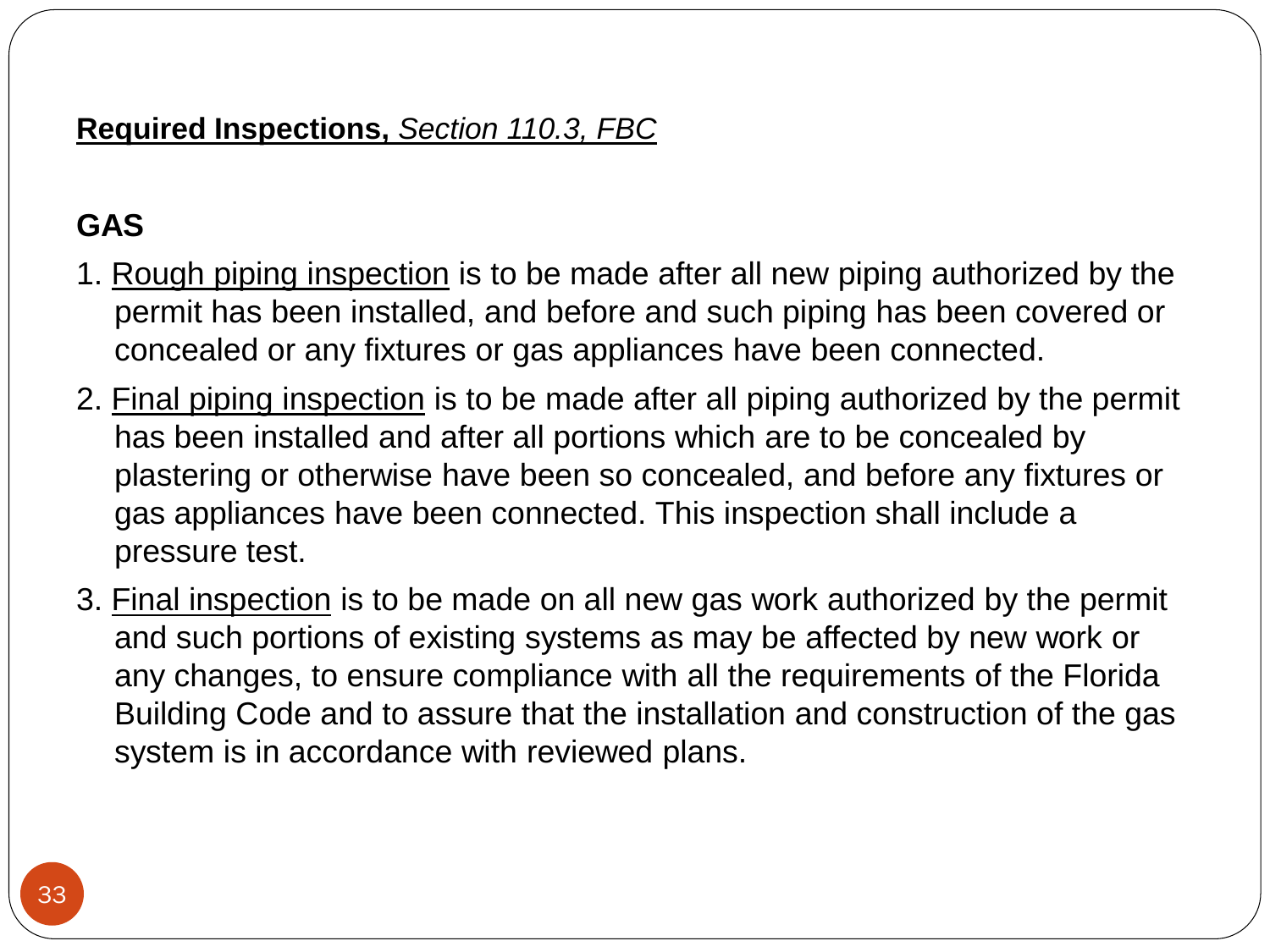**Required Inspections,** *Section 110.3, FBC*

**GAS**

1. Rough piping inspection is to be made after all new piping authorized by the permit has been installed, and before and such piping has been covered or concealed or any fixtures or gas appliances have been connected.
2. Final piping inspection is to be made after all piping authorized by the permit has been installed and after all portions which are to be concealed by plastering or otherwise have been so concealed, and before any fixtures or gas appliances have been connected. This inspection shall include a pressure test.
3. Final inspection is to be made on all new gas work authorized by the permit and such portions of existing systems as may be affected by new work or any changes, to ensure compliance with all the requirements of the Florida Building Code and to assure that the installation and construction of the gas system is in accordance with reviewed plans.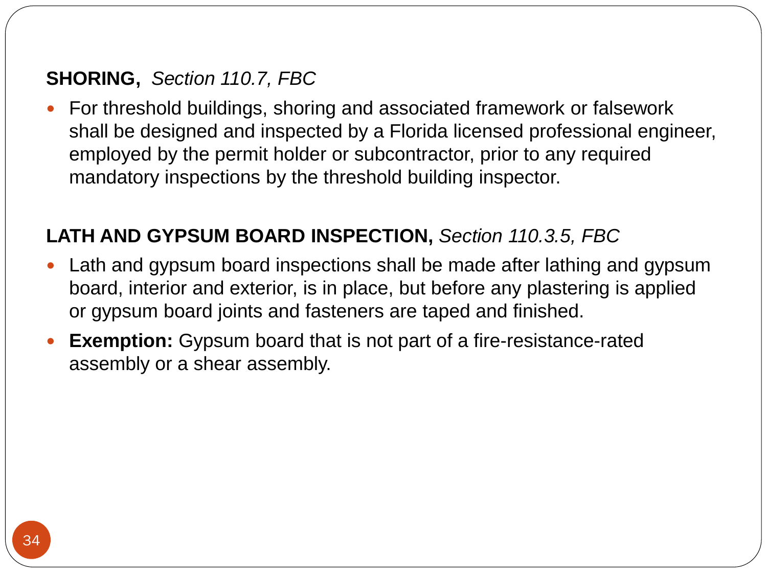**SHORING,** *Section 110.7, FBC*

- For threshold buildings, shoring and associated framework or falsework shall be designed and inspected by a Florida licensed professional engineer, employed by the permit holder or subcontractor, prior to any required mandatory inspections by the threshold building inspector.

**LATH AND GYPSUM BOARD INSPECTION,** *Section 110.3.5, FBC*

- Lath and gypsum board inspections shall be made after lathing and gypsum board, interior and exterior, is in place, but before any plastering is applied or gypsum board joints and fasteners are taped and finished.
- **Exemption:** Gypsum board that is not part of a fire-resistance-rated assembly or a shear assembly.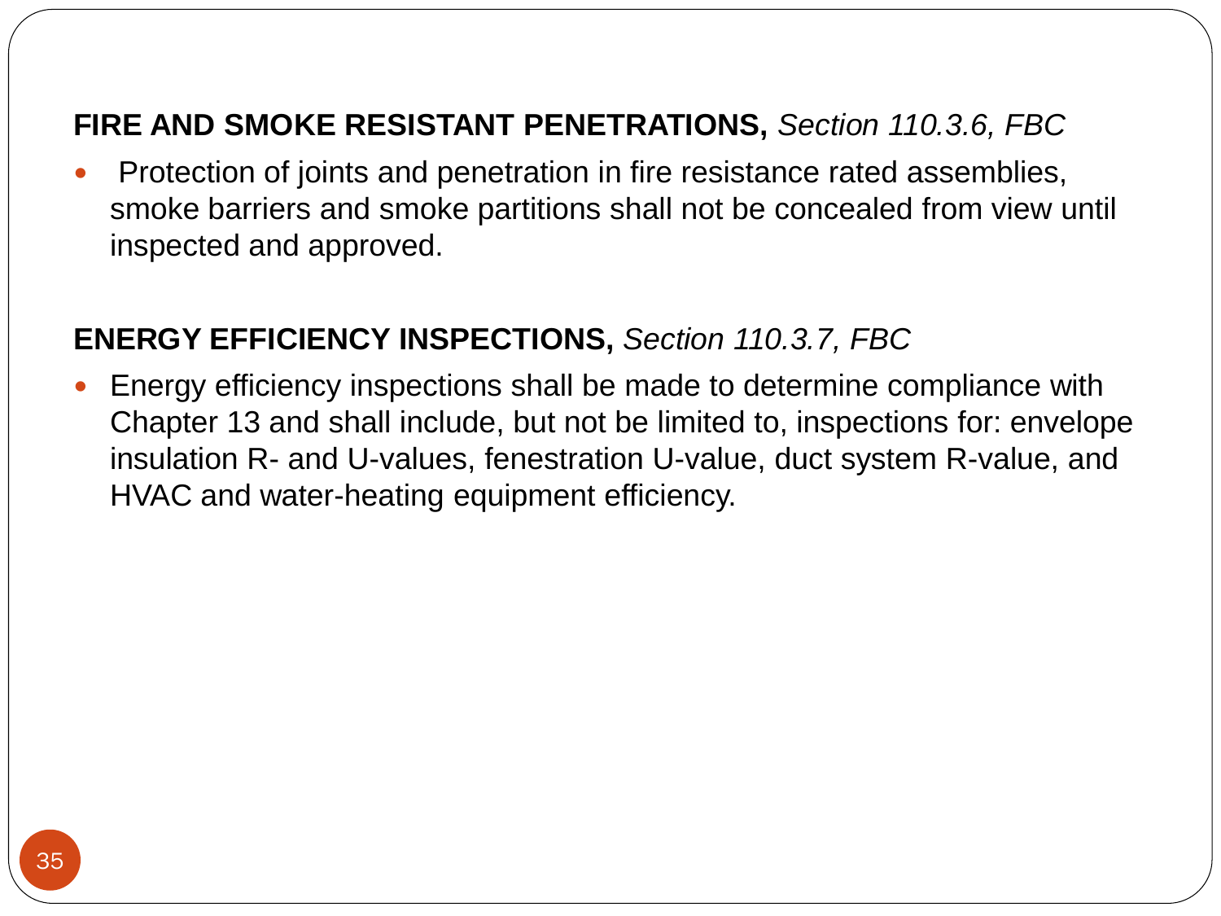**FIRE AND SMOKE RESISTANT PENETRATIONS,** *Section 110.3.6, FBC*

- Protection of joints and penetration in fire resistance rated assemblies, smoke barriers and smoke partitions shall not be concealed from view until inspected and approved.

**ENERGY EFFICIENCY INSPECTIONS,** *Section 110.3.7, FBC*

- Energy efficiency inspections shall be made to determine compliance with Chapter 13 and shall include, but not be limited to, inspections for: envelope insulation R- and U-values, fenestration U-value, duct system R-value, and HVAC and water-heating equipment efficiency.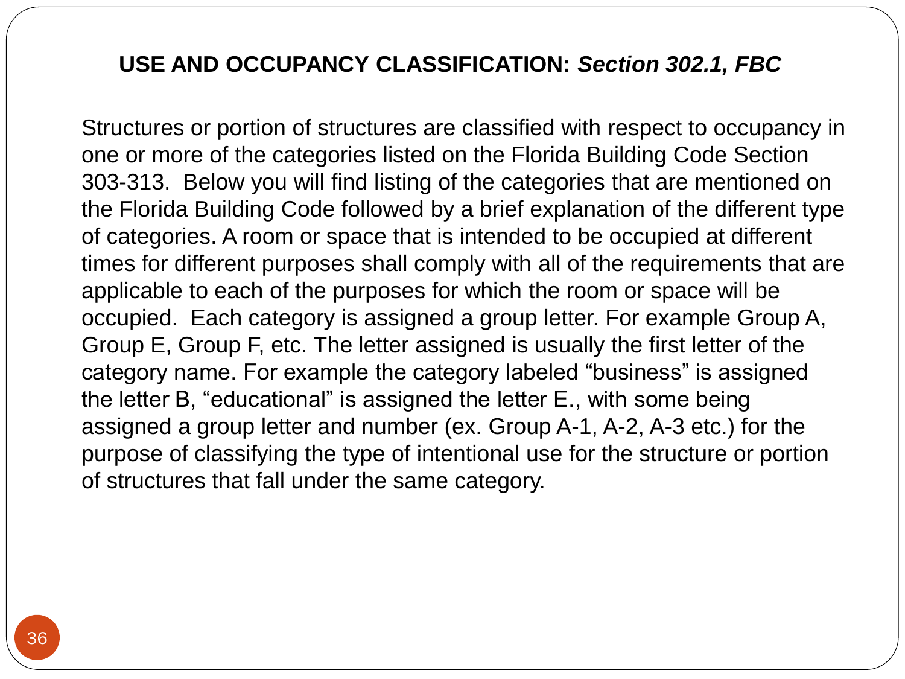## USE AND OCCUPANCY CLASSIFICATION: *Section 302.1, FBC*

Structures or portion of structures are classified with respect to occupancy in one or more of the categories listed on the Florida Building Code Section 303-313. Below you will find listing of the categories that are mentioned on the Florida Building Code followed by a brief explanation of the different type of categories. A room or space that is intended to be occupied at different times for different purposes shall comply with all of the requirements that are applicable to each of the purposes for which the room or space will be occupied. Each category is assigned a group letter. For example Group A, Group E, Group F, etc. The letter assigned is usually the first letter of the category name. For example the category labeled "business" is assigned the letter B, "educational" is assigned the letter E., with some being assigned a group letter and number (ex. Group A-1, A-2, A-3 etc.) for the purpose of classifying the type of intentional use for the structure or portion of structures that fall under the same category.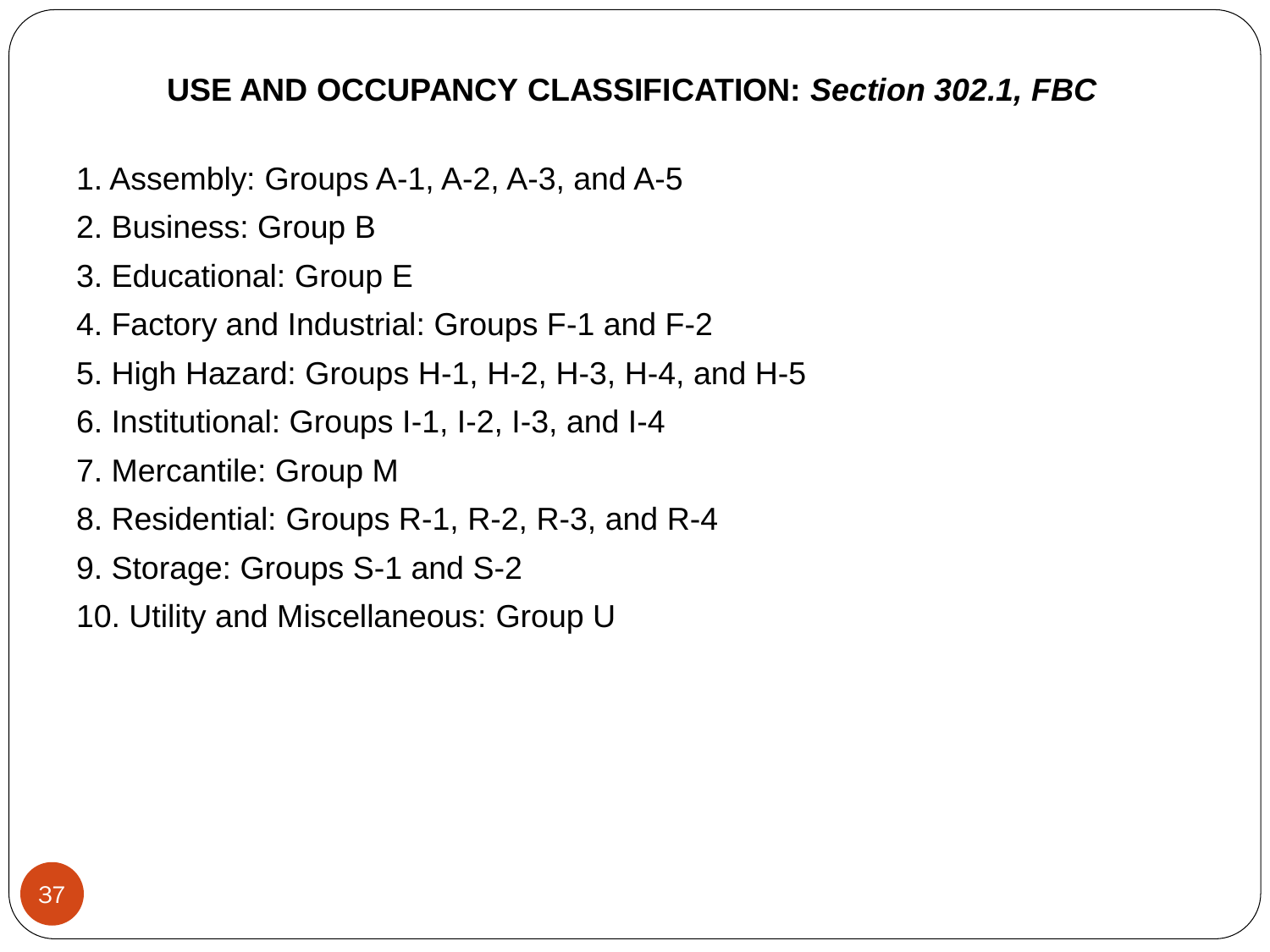## USE AND OCCUPANCY CLASSIFICATION: *Section 302.1, FBC*

1. Assembly: Groups A-1, A-2, A-3, and A-5
2. Business: Group B
3. Educational: Group E
4. Factory and Industrial: Groups F-1 and F-2
5. High Hazard: Groups H-1, H-2, H-3, H-4, and H-5
6. Institutional: Groups I-1, I-2, I-3, and I-4
7. Mercantile: Group M
8. Residential: Groups R-1, R-2, R-3, and R-4
9. Storage: Groups S-1 and S-2
10. Utility and Miscellaneous: Group U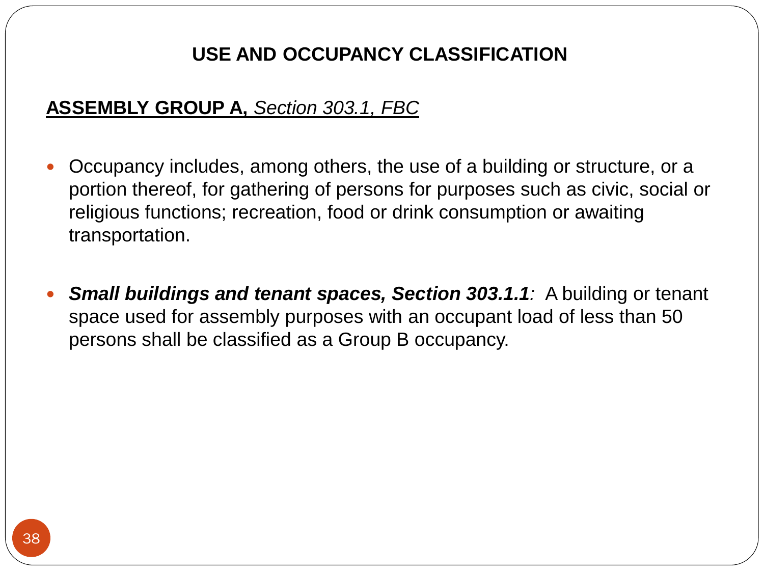# USE AND OCCUPANCY CLASSIFICATION

## **ASSEMBLY GROUP A,** *Section 303.1, FBC*

- Occupancy includes, among others, the use of a building or structure, or a portion thereof, for gathering of persons for purposes such as civic, social or religious functions; recreation, food or drink consumption or awaiting transportation.

- ***Small buildings and tenant spaces, Section 303.1.1****:* A building or tenant space used for assembly purposes with an occupant load of less than 50 persons shall be classified as a Group B occupancy.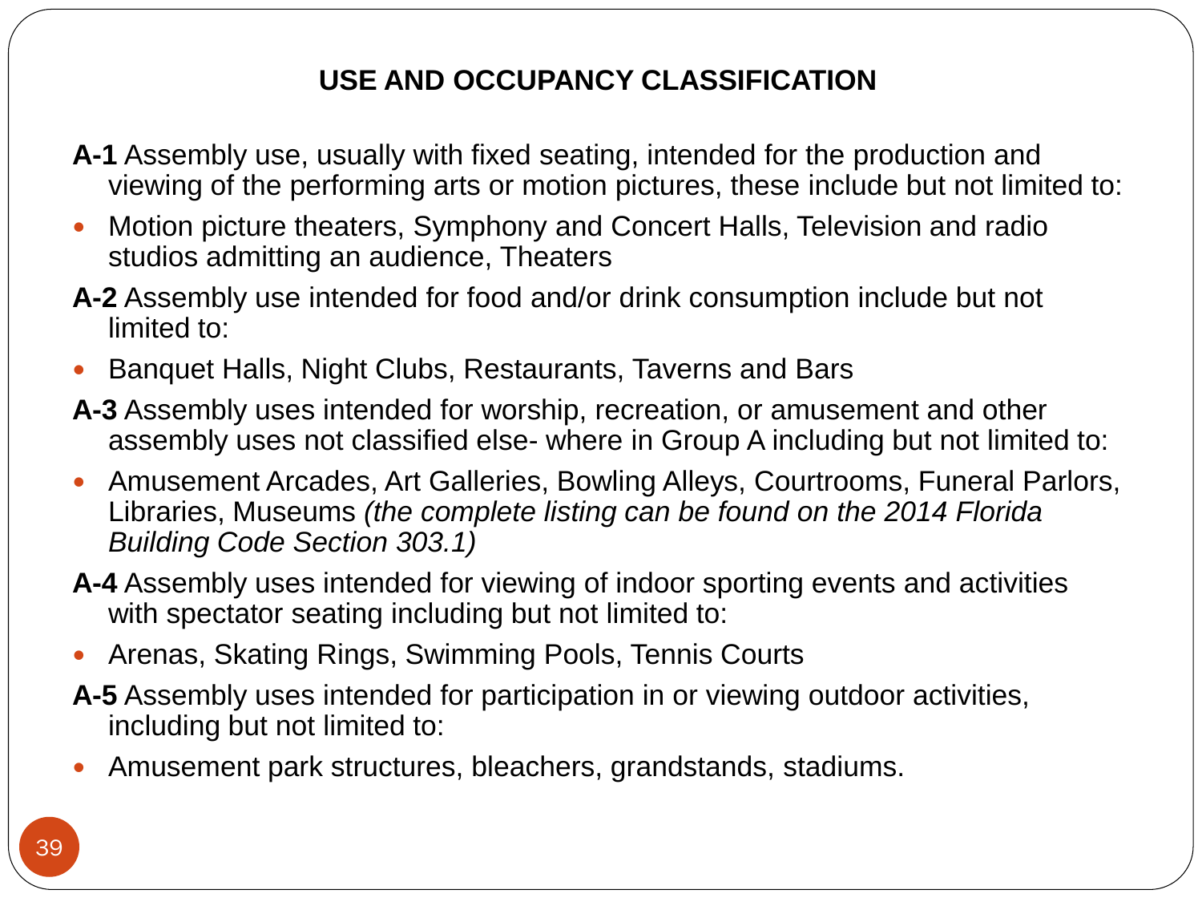## USE AND OCCUPANCY CLASSIFICATION

**A-1** Assembly use, usually with fixed seating, intended for the production and viewing of the performing arts or motion pictures, these include but not limited to:

- Motion picture theaters, Symphony and Concert Halls, Television and radio studios admitting an audience, Theaters

**A-2** Assembly use intended for food and/or drink consumption include but not limited to:

- Banquet Halls, Night Clubs, Restaurants, Taverns and Bars

**A-3** Assembly uses intended for worship, recreation, or amusement and other assembly uses not classified else- where in Group A including but not limited to:

- Amusement Arcades, Art Galleries, Bowling Alleys, Courtrooms, Funeral Parlors, Libraries, Museums *(the complete listing can be found on the 2014 Florida Building Code Section 303.1)*

**A-4** Assembly uses intended for viewing of indoor sporting events and activities with spectator seating including but not limited to:

- Arenas, Skating Rings, Swimming Pools, Tennis Courts

**A-5** Assembly uses intended for participation in or viewing outdoor activities, including but not limited to:

- Amusement park structures, bleachers, grandstands, stadiums.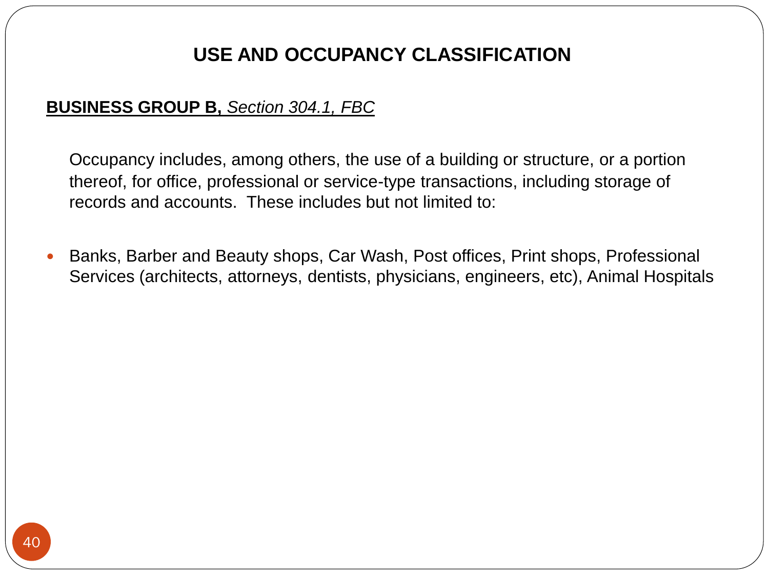# USE AND OCCUPANCY CLASSIFICATION

**BUSINESS GROUP B,** *Section 304.1, FBC*

Occupancy includes, among others, the use of a building or structure, or a portion thereof, for office, professional or service-type transactions, including storage of records and accounts. These includes but not limited to:

- Banks, Barber and Beauty shops, Car Wash, Post offices, Print shops, Professional Services (architects, attorneys, dentists, physicians, engineers, etc), Animal Hospitals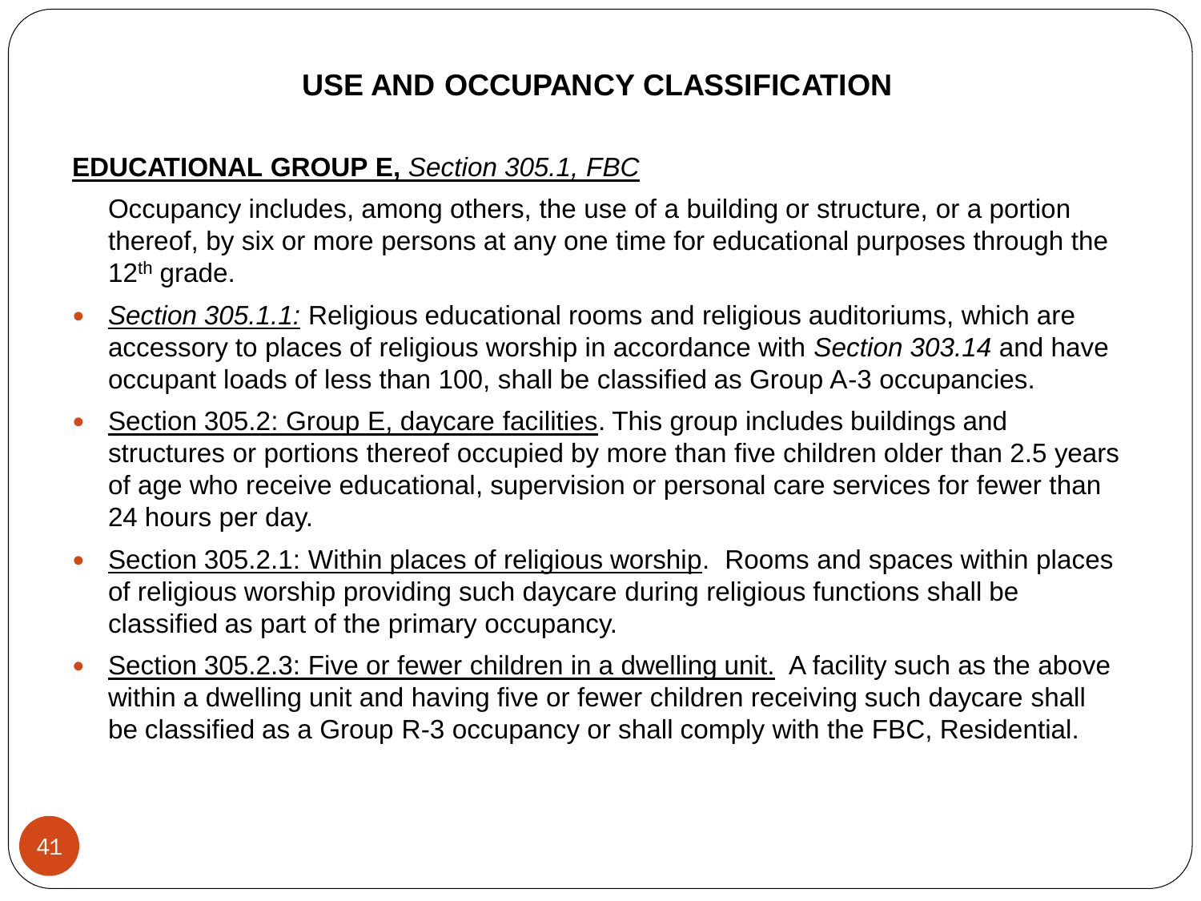# USE AND OCCUPANCY CLASSIFICATION

**EDUCATIONAL GROUP E,** *Section 305.1, FBC*

Occupancy includes, among others, the use of a building or structure, or a portion thereof, by six or more persons at any one time for educational purposes through the 12th grade.

- *Section 305.1.1:* Religious educational rooms and religious auditoriums, which are accessory to places of religious worship in accordance with *Section 303.14* and have occupant loads of less than 100, shall be classified as Group A-3 occupancies.
- Section 305.2: Group E, daycare facilities. This group includes buildings and structures or portions thereof occupied by more than five children older than 2.5 years of age who receive educational, supervision or personal care services for fewer than 24 hours per day.
- Section 305.2.1: Within places of religious worship. Rooms and spaces within places of religious worship providing such daycare during religious functions shall be classified as part of the primary occupancy.
- Section 305.2.3: Five or fewer children in a dwelling unit. A facility such as the above within a dwelling unit and having five or fewer children receiving such daycare shall be classified as a Group R-3 occupancy or shall comply with the FBC, Residential.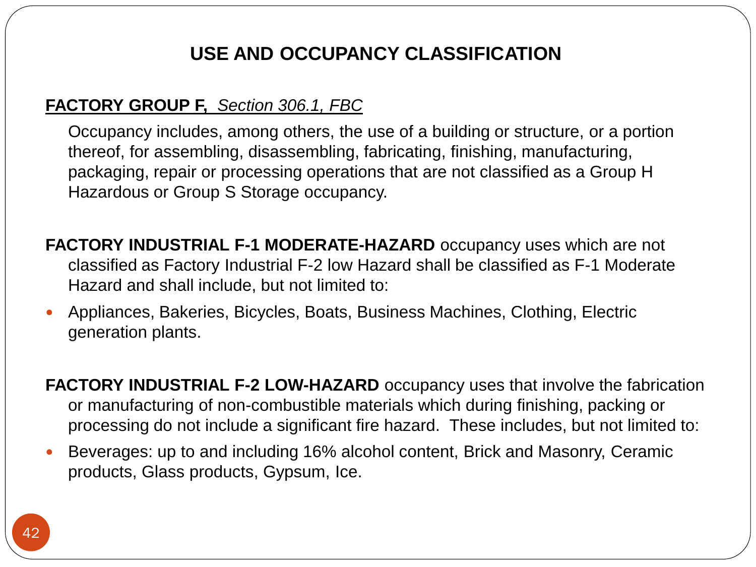# USE AND OCCUPANCY CLASSIFICATION

**FACTORY GROUP F,** *Section 306.1, FBC*

Occupancy includes, among others, the use of a building or structure, or a portion thereof, for assembling, disassembling, fabricating, finishing, manufacturing, packaging, repair or processing operations that are not classified as a Group H Hazardous or Group S Storage occupancy.

**FACTORY INDUSTRIAL F-1 MODERATE-HAZARD** occupancy uses which are not classified as Factory Industrial F-2 low Hazard shall be classified as F-1 Moderate Hazard and shall include, but not limited to:

- Appliances, Bakeries, Bicycles, Boats, Business Machines, Clothing, Electric generation plants.

**FACTORY INDUSTRIAL F-2 LOW-HAZARD** occupancy uses that involve the fabrication or manufacturing of non-combustible materials which during finishing, packing or processing do not include a significant fire hazard. These includes, but not limited to:

- Beverages: up to and including 16% alcohol content, Brick and Masonry, Ceramic products, Glass products, Gypsum, Ice.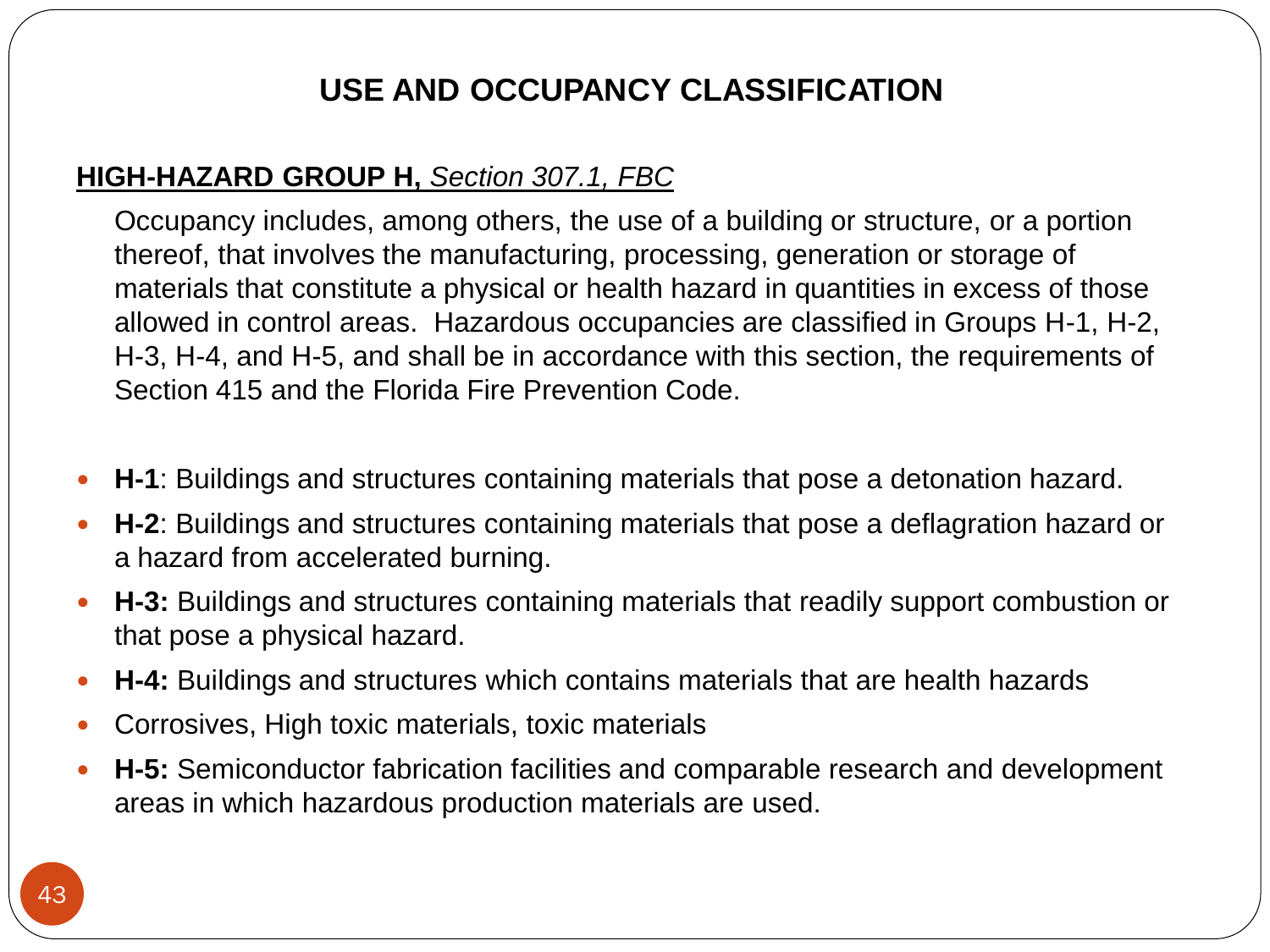# USE AND OCCUPANCY CLASSIFICATION

**HIGH-HAZARD GROUP H,** *Section 307.1, FBC*

Occupancy includes, among others, the use of a building or structure, or a portion thereof, that involves the manufacturing, processing, generation or storage of materials that constitute a physical or health hazard in quantities in excess of those allowed in control areas. Hazardous occupancies are classified in Groups H-1, H-2, H-3, H-4, and H-5, and shall be in accordance with this section, the requirements of Section 415 and the Florida Fire Prevention Code.

- **H-1**: Buildings and structures containing materials that pose a detonation hazard.
- **H-2**: Buildings and structures containing materials that pose a deflagration hazard or a hazard from accelerated burning.
- **H-3:** Buildings and structures containing materials that readily support combustion or that pose a physical hazard.
- **H-4:** Buildings and structures which contains materials that are health hazards
- Corrosives, High toxic materials, toxic materials
- **H-5:** Semiconductor fabrication facilities and comparable research and development areas in which hazardous production materials are used.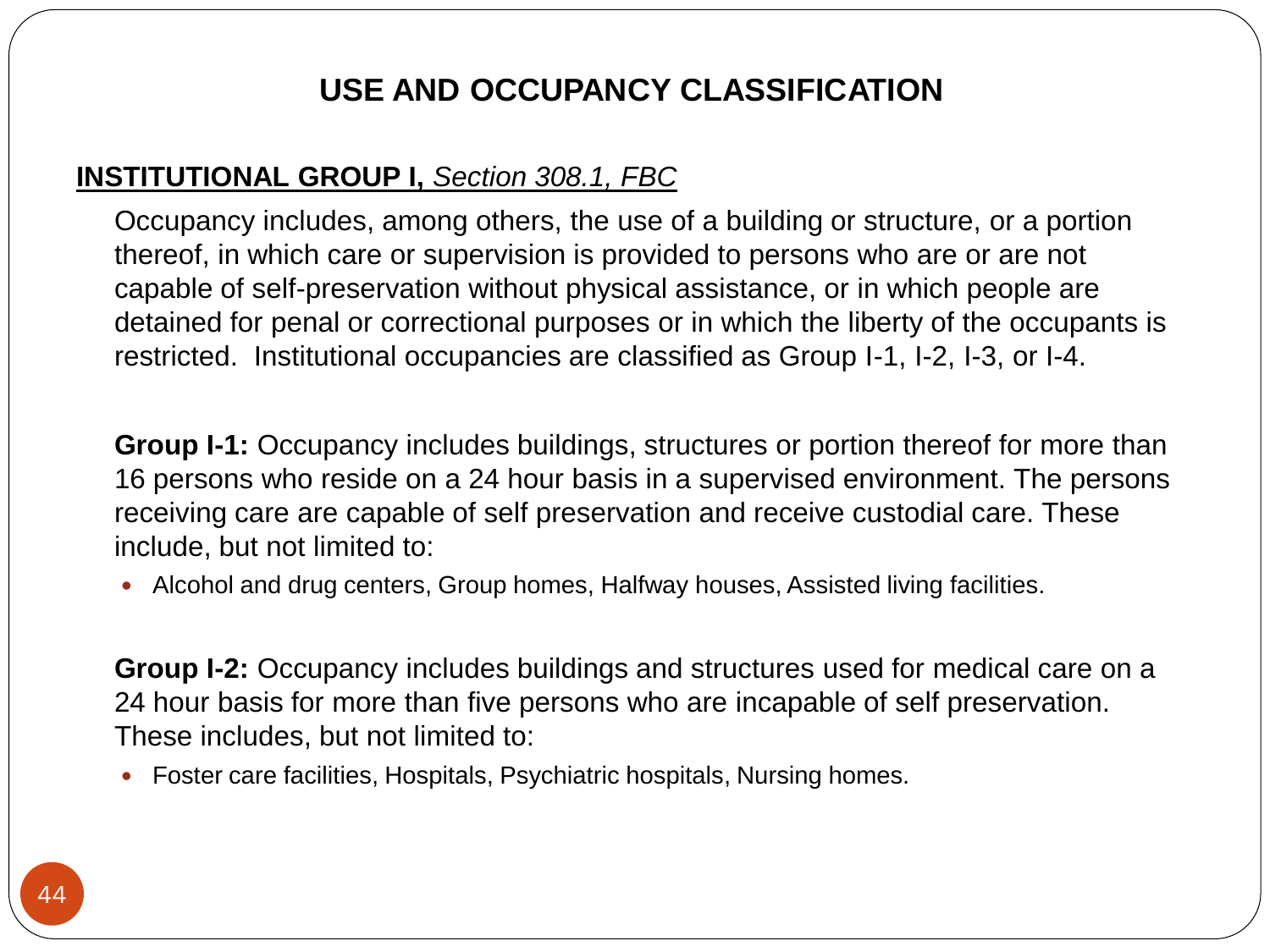# USE AND OCCUPANCY CLASSIFICATION

**INSTITUTIONAL GROUP I,** *Section 308.1, FBC*

Occupancy includes, among others, the use of a building or structure, or a portion thereof, in which care or supervision is provided to persons who are or are not capable of self-preservation without physical assistance, or in which people are detained for penal or correctional purposes or in which the liberty of the occupants is restricted. Institutional occupancies are classified as Group I-1, I-2, I-3, or I-4.

**Group I-1:** Occupancy includes buildings, structures or portion thereof for more than 16 persons who reside on a 24 hour basis in a supervised environment. The persons receiving care are capable of self preservation and receive custodial care. These include, but not limited to:

- Alcohol and drug centers, Group homes, Halfway houses, Assisted living facilities.

**Group I-2:** Occupancy includes buildings and structures used for medical care on a 24 hour basis for more than five persons who are incapable of self preservation. These includes, but not limited to:

- Foster care facilities, Hospitals, Psychiatric hospitals, Nursing homes.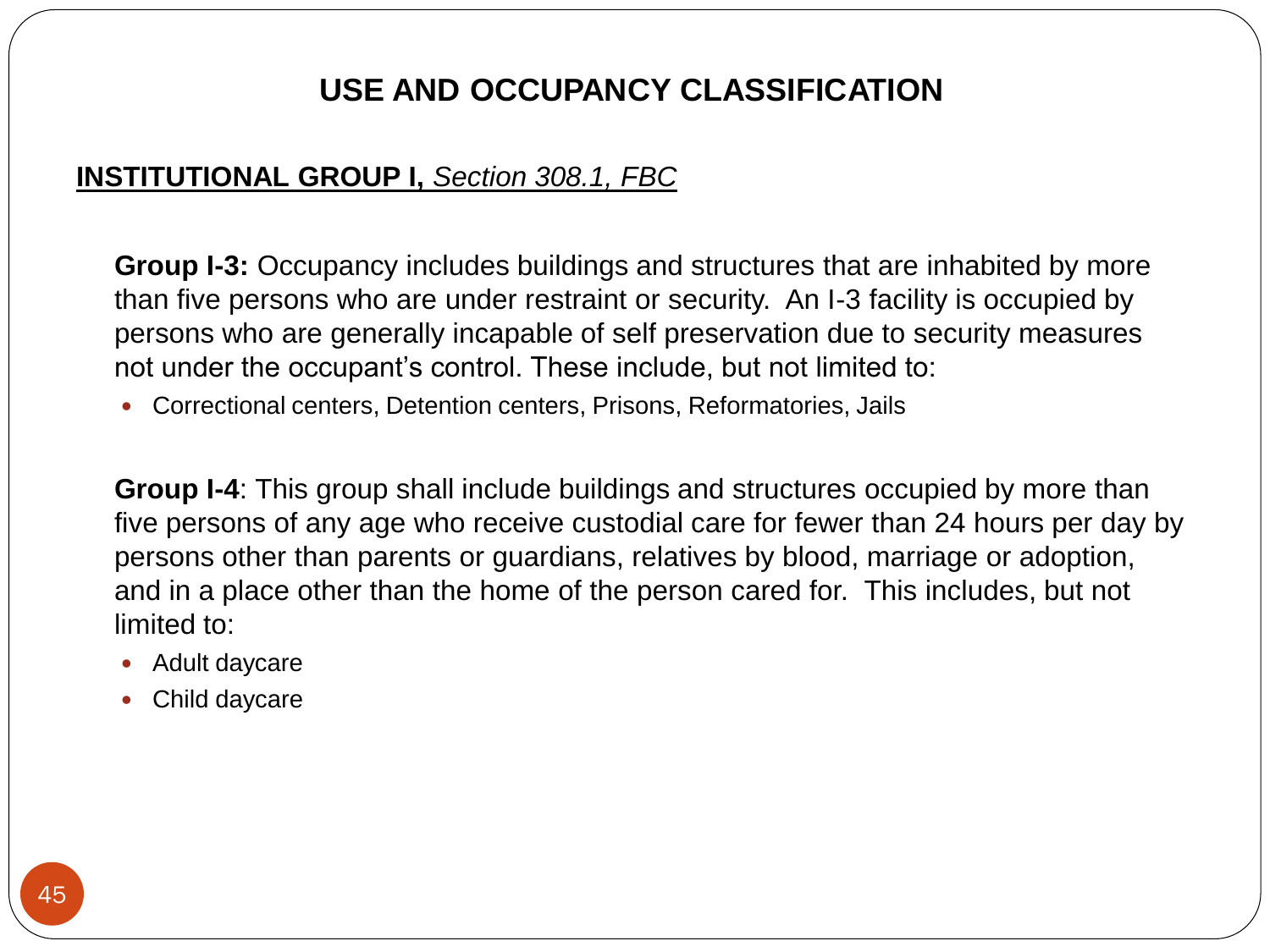# USE AND OCCUPANCY CLASSIFICATION

**INSTITUTIONAL GROUP I,** *Section 308.1, FBC*

**Group I-3:** Occupancy includes buildings and structures that are inhabited by more than five persons who are under restraint or security. An I-3 facility is occupied by persons who are generally incapable of self preservation due to security measures not under the occupant's control. These include, but not limited to:

- Correctional centers, Detention centers, Prisons, Reformatories, Jails

**Group I-4**: This group shall include buildings and structures occupied by more than five persons of any age who receive custodial care for fewer than 24 hours per day by persons other than parents or guardians, relatives by blood, marriage or adoption, and in a place other than the home of the person cared for. This includes, but not limited to:

- Adult daycare
- Child daycare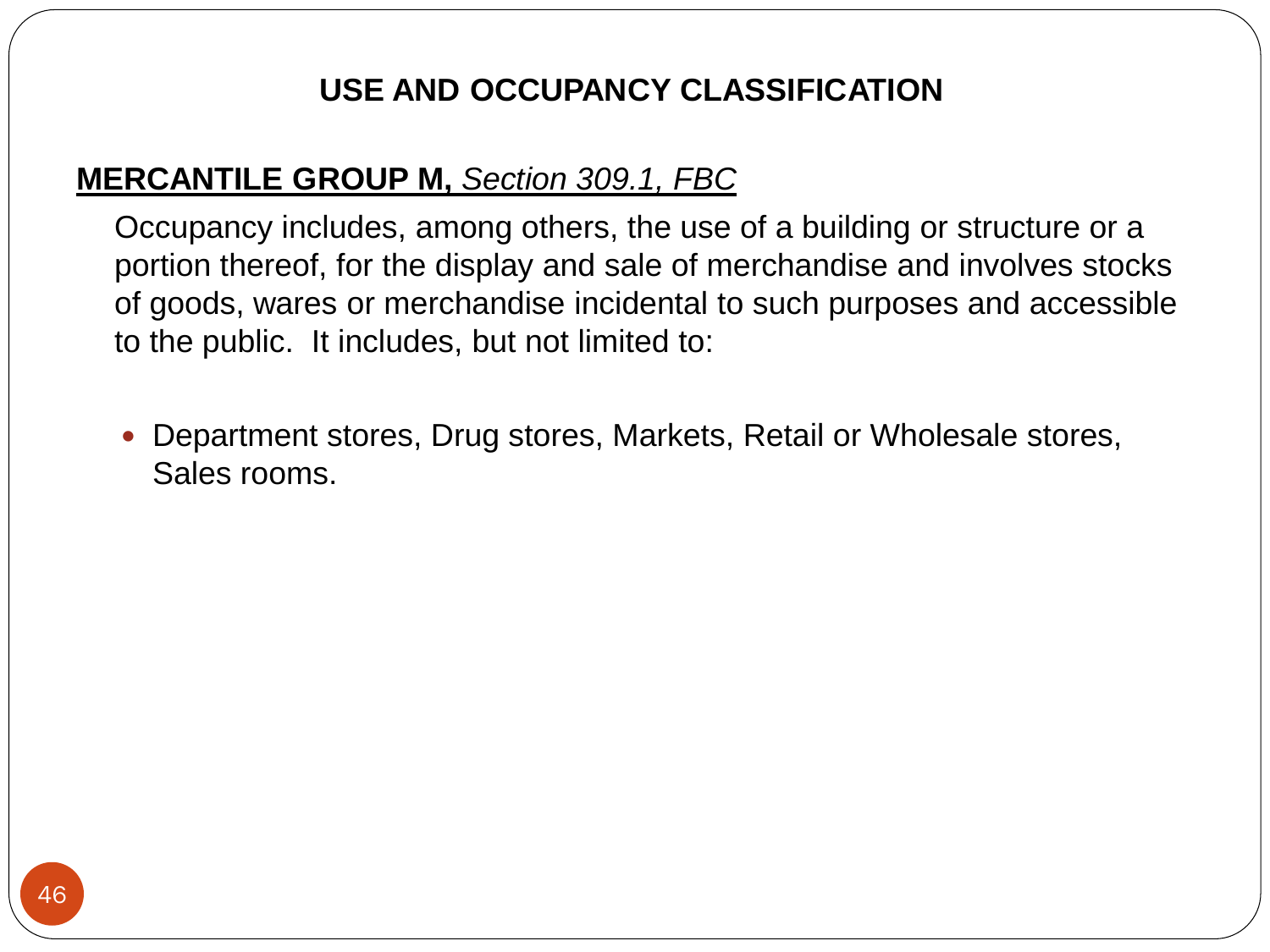# USE AND OCCUPANCY CLASSIFICATION

**MERCANTILE GROUP M,** *Section 309.1, FBC*

Occupancy includes, among others, the use of a building or structure or a portion thereof, for the display and sale of merchandise and involves stocks of goods, wares or merchandise incidental to such purposes and accessible to the public. It includes, but not limited to:

- Department stores, Drug stores, Markets, Retail or Wholesale stores, Sales rooms.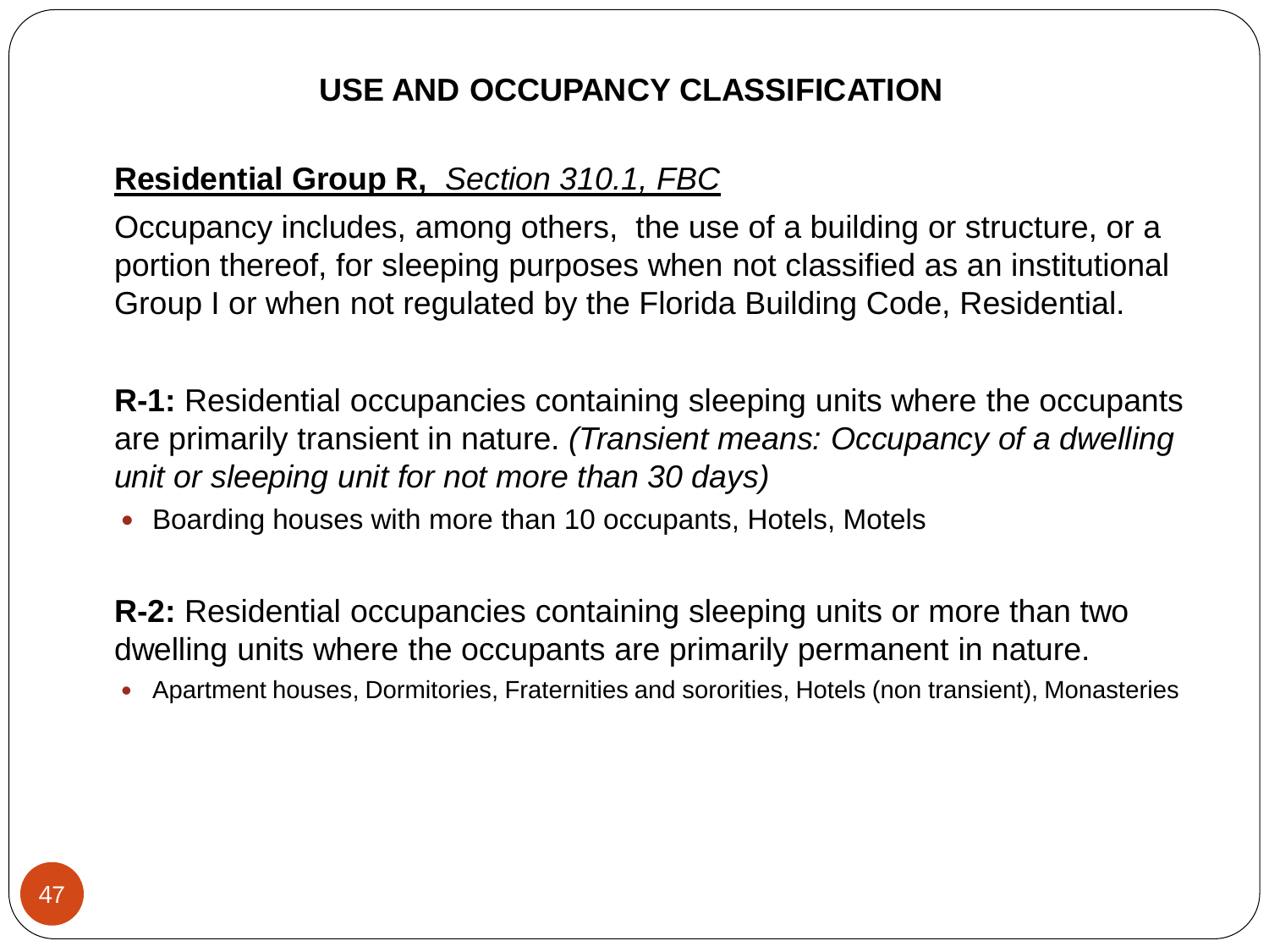# USE AND OCCUPANCY CLASSIFICATION

**Residential Group R,** *Section 310.1, FBC*

Occupancy includes, among others, the use of a building or structure, or a portion thereof, for sleeping purposes when not classified as an institutional Group I or when not regulated by the Florida Building Code, Residential.

**R-1:** Residential occupancies containing sleeping units where the occupants are primarily transient in nature. *(Transient means: Occupancy of a dwelling unit or sleeping unit for not more than 30 days)*

- Boarding houses with more than 10 occupants, Hotels, Motels

**R-2:** Residential occupancies containing sleeping units or more than two dwelling units where the occupants are primarily permanent in nature.

- Apartment houses, Dormitories, Fraternities and sororities, Hotels (non transient), Monasteries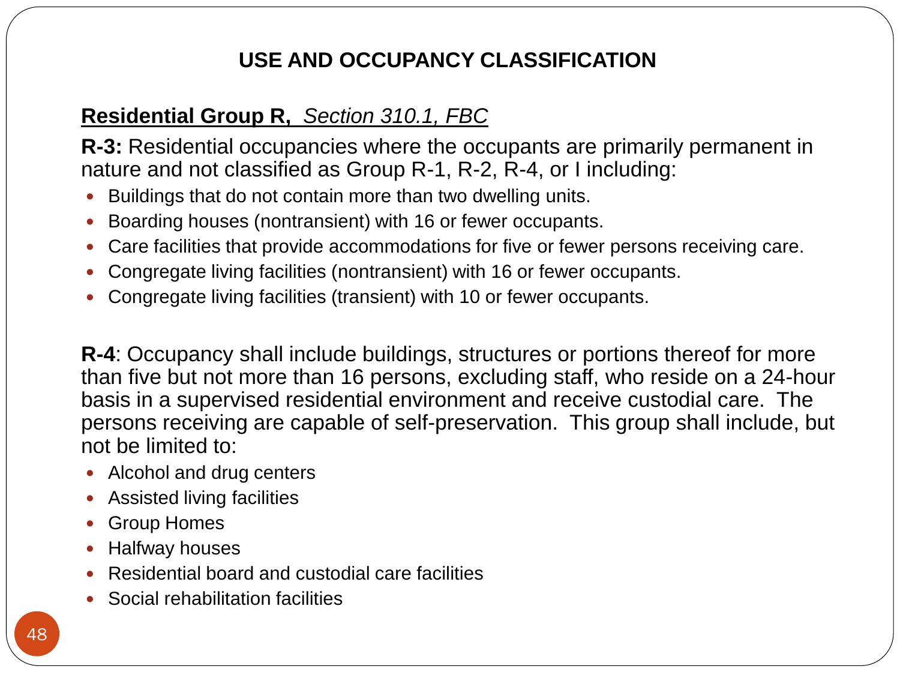# USE AND OCCUPANCY CLASSIFICATION

## Residential Group R, *Section 310.1, FBC*

**R-3:** Residential occupancies where the occupants are primarily permanent in nature and not classified as Group R-1, R-2, R-4, or I including:

- Buildings that do not contain more than two dwelling units.
- Boarding houses (nontransient) with 16 or fewer occupants.
- Care facilities that provide accommodations for five or fewer persons receiving care.
- Congregate living facilities (nontransient) with 16 or fewer occupants.
- Congregate living facilities (transient) with 10 or fewer occupants.

**R-4**: Occupancy shall include buildings, structures or portions thereof for more than five but not more than 16 persons, excluding staff, who reside on a 24-hour basis in a supervised residential environment and receive custodial care. The persons receiving are capable of self-preservation. This group shall include, but not be limited to:

- Alcohol and drug centers
- Assisted living facilities
- Group Homes
- Halfway houses
- Residential board and custodial care facilities
- Social rehabilitation facilities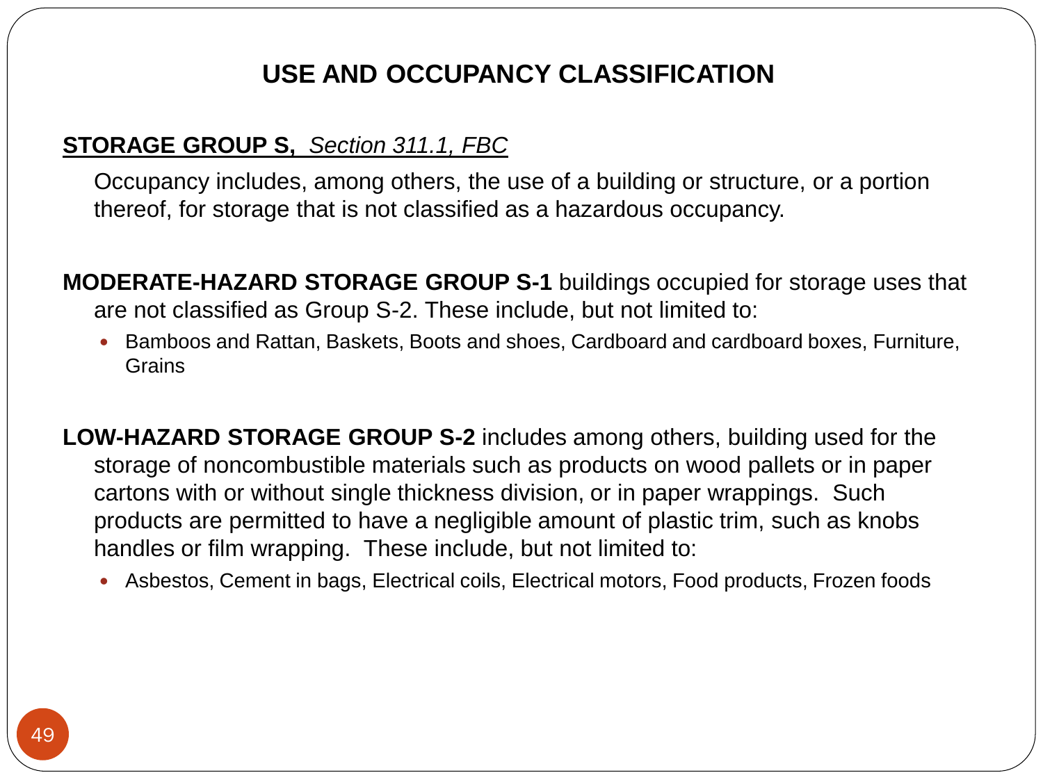# USE AND OCCUPANCY CLASSIFICATION

**STORAGE GROUP S,** *Section 311.1, FBC*

Occupancy includes, among others, the use of a building or structure, or a portion thereof, for storage that is not classified as a hazardous occupancy.

**MODERATE-HAZARD STORAGE GROUP S-1** buildings occupied for storage uses that are not classified as Group S-2. These include, but not limited to:

- Bamboos and Rattan, Baskets, Boots and shoes, Cardboard and cardboard boxes, Furniture, Grains

**LOW-HAZARD STORAGE GROUP S-2** includes among others, building used for the storage of noncombustible materials such as products on wood pallets or in paper cartons with or without single thickness division, or in paper wrappings. Such products are permitted to have a negligible amount of plastic trim, such as knobs handles or film wrapping. These include, but not limited to:

- Asbestos, Cement in bags, Electrical coils, Electrical motors, Food products, Frozen foods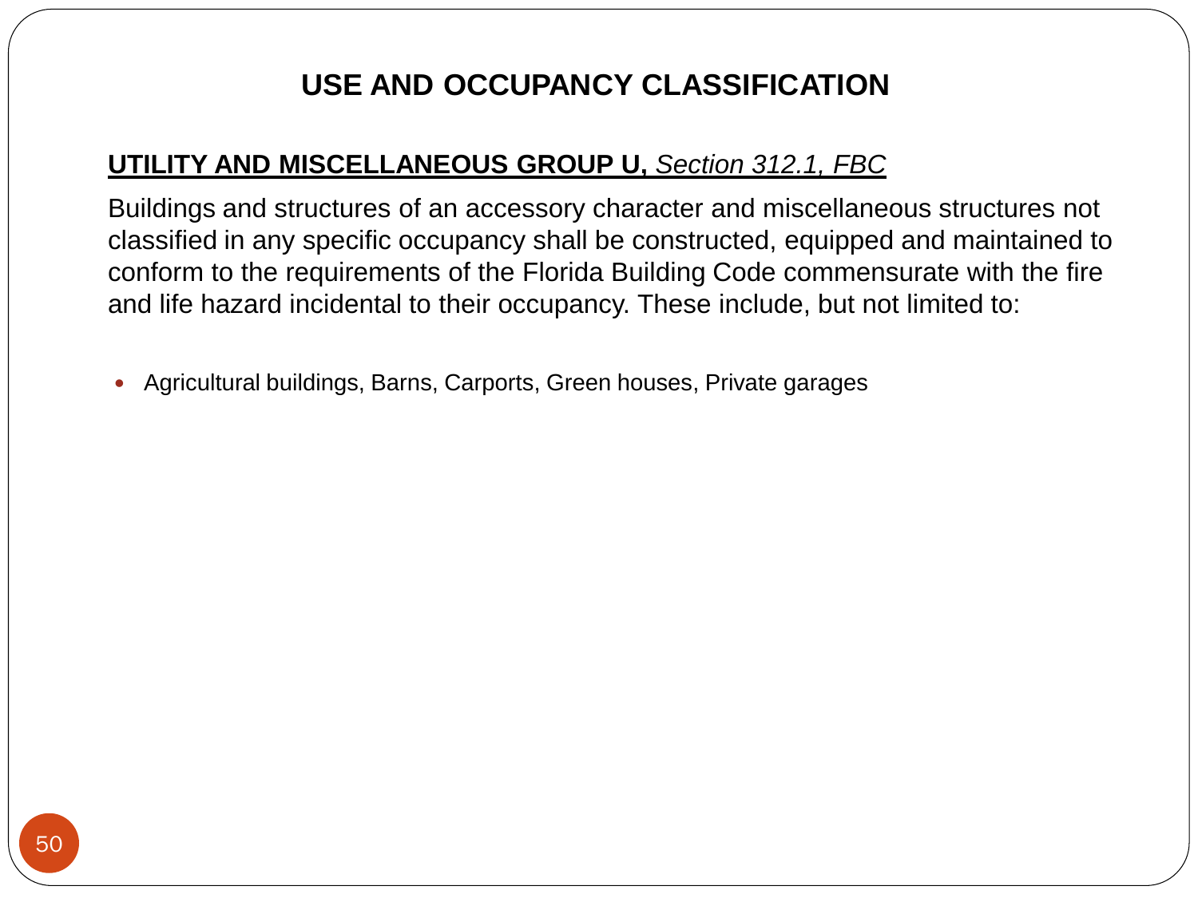# USE AND OCCUPANCY CLASSIFICATION

**UTILITY AND MISCELLANEOUS GROUP U,** *Section 312.1, FBC*

Buildings and structures of an accessory character and miscellaneous structures not classified in any specific occupancy shall be constructed, equipped and maintained to conform to the requirements of the Florida Building Code commensurate with the fire and life hazard incidental to their occupancy. These include, but not limited to:

- Agricultural buildings, Barns, Carports, Green houses, Private garages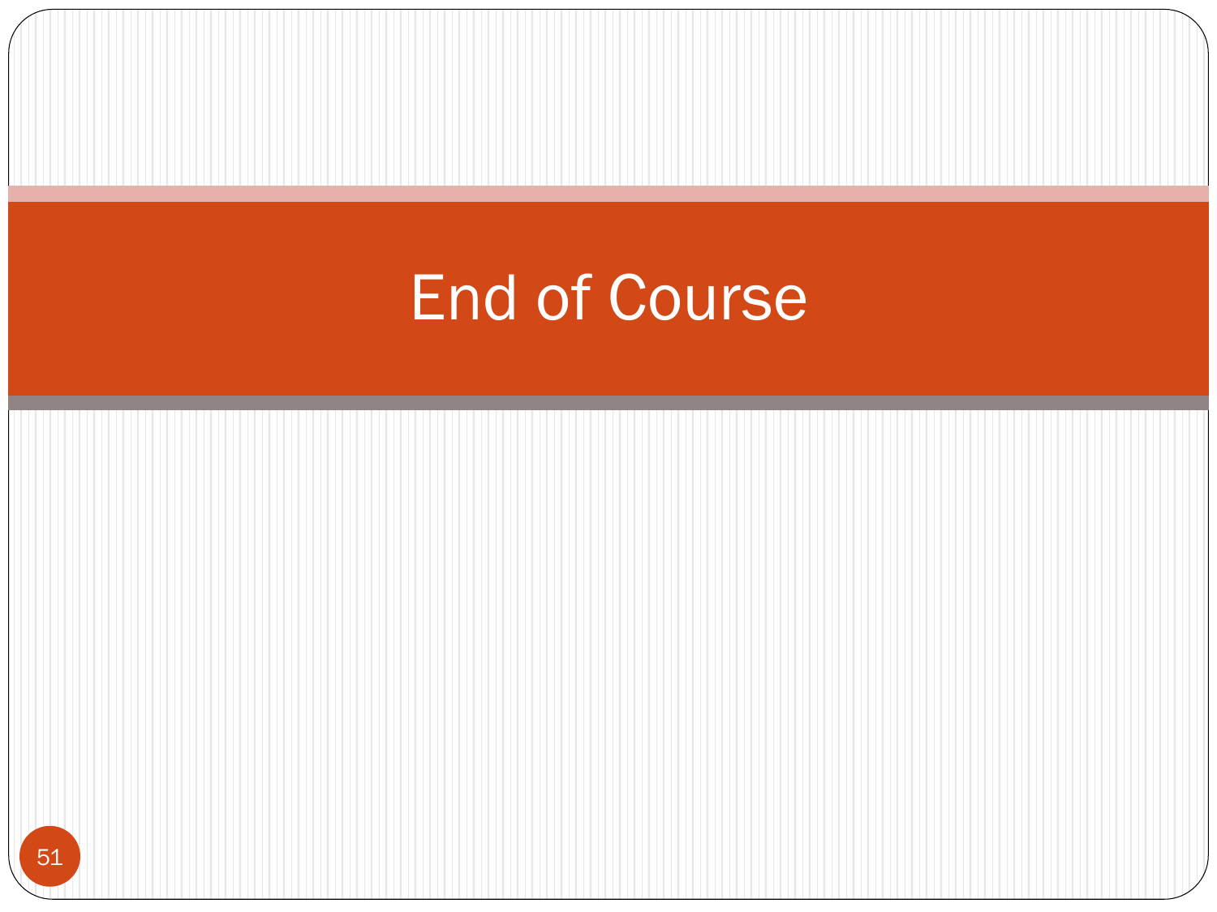# End of Course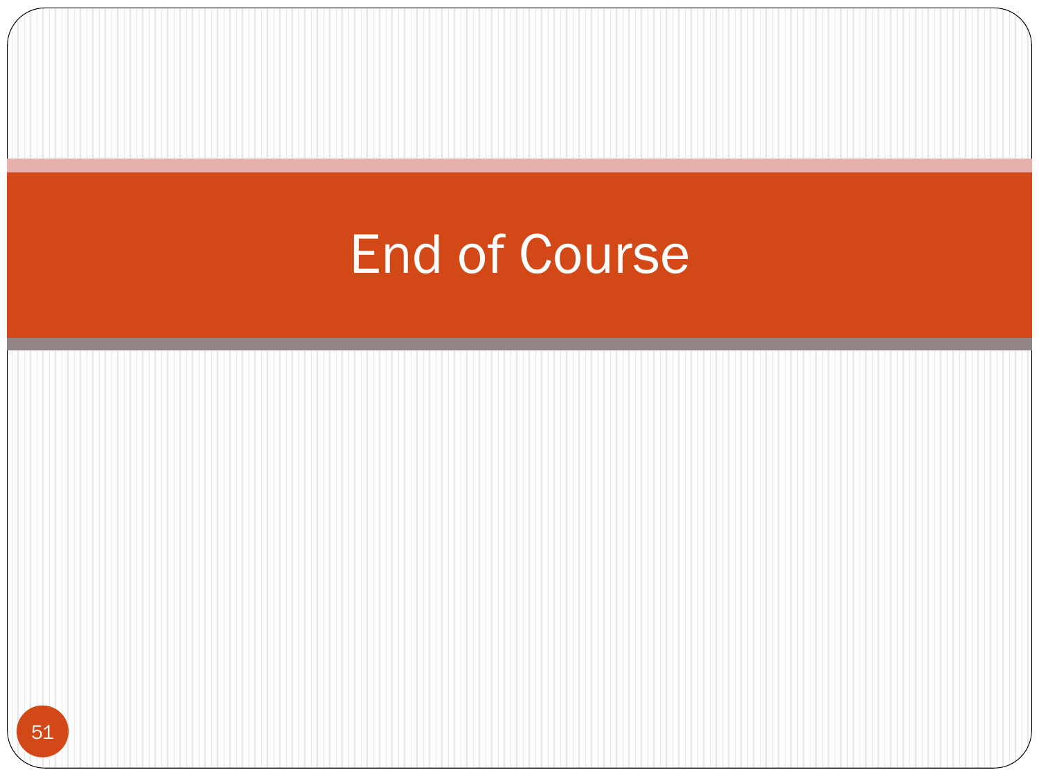# End of Course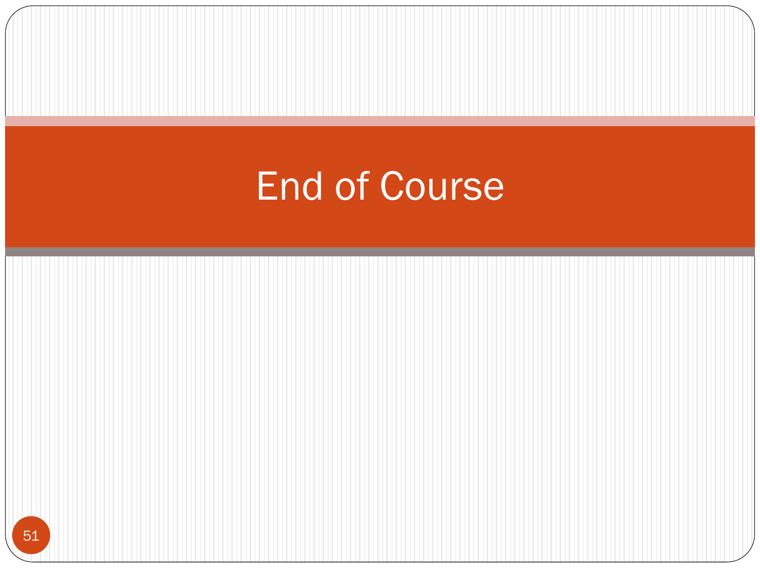# End of Course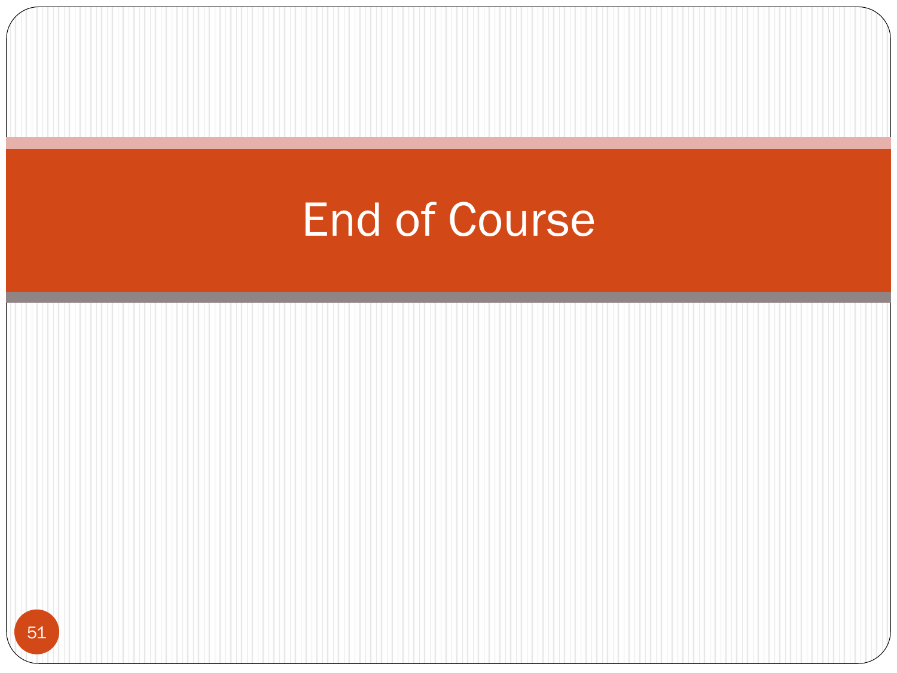# End of Course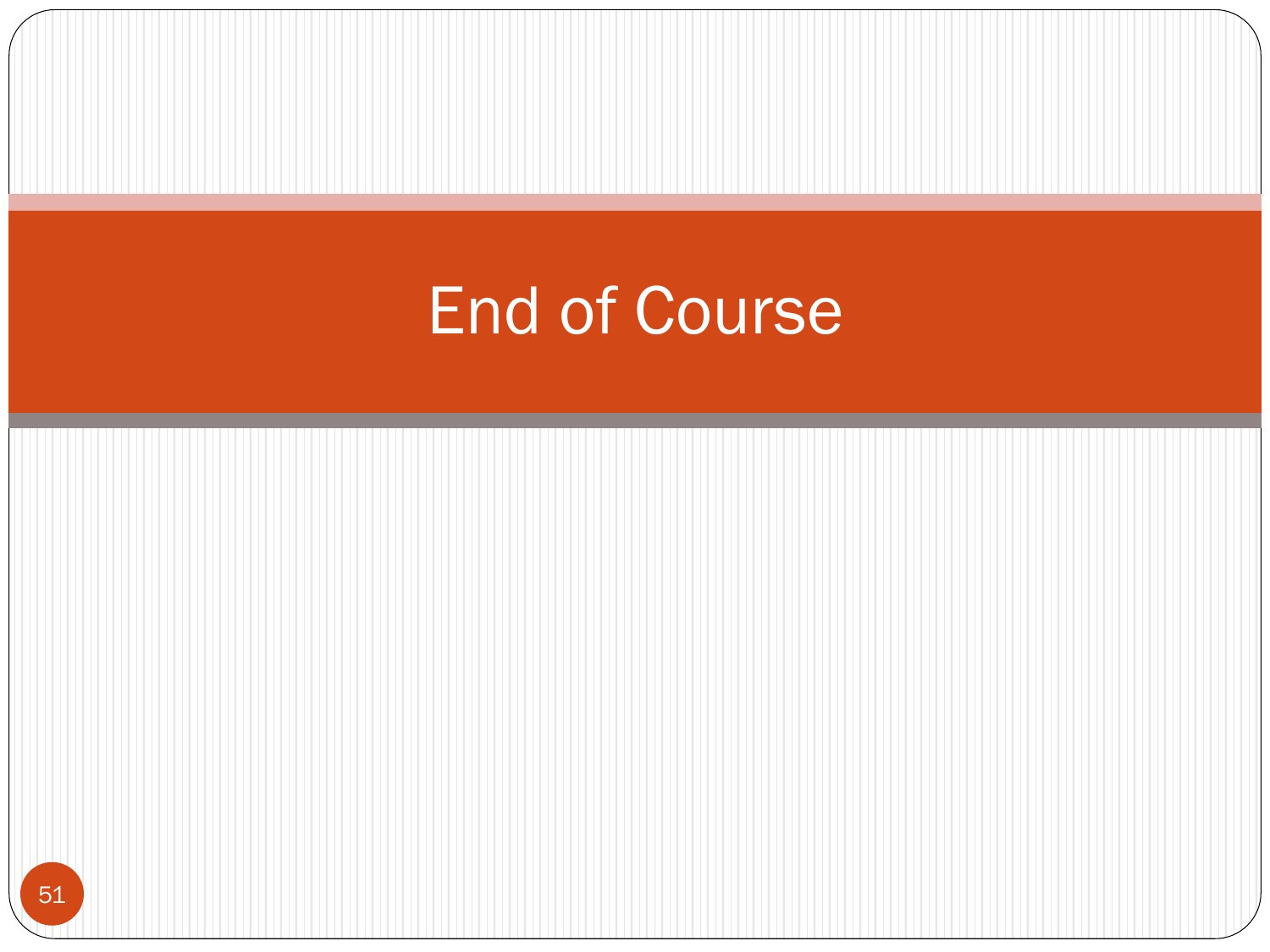# End of Course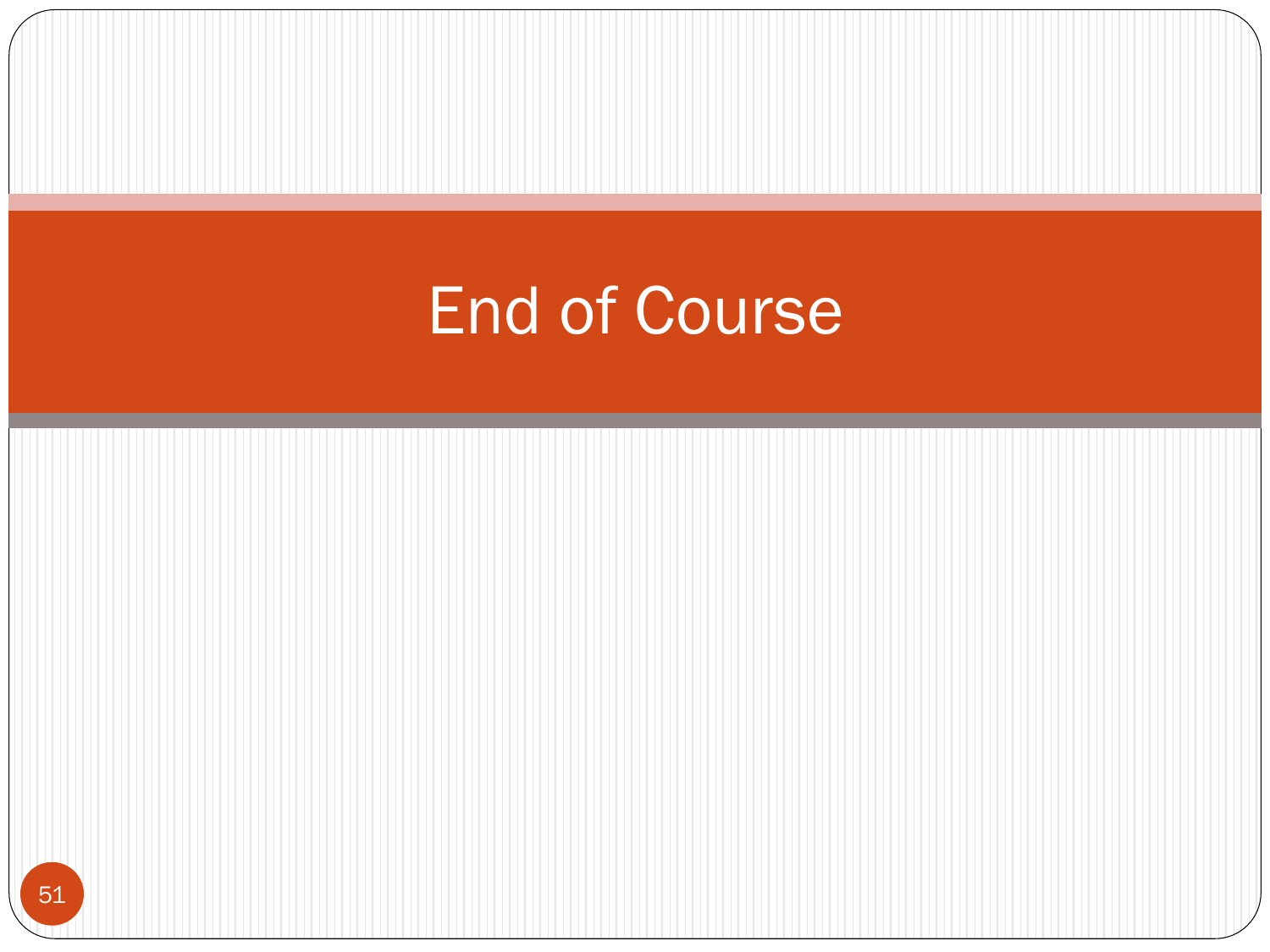# End of Course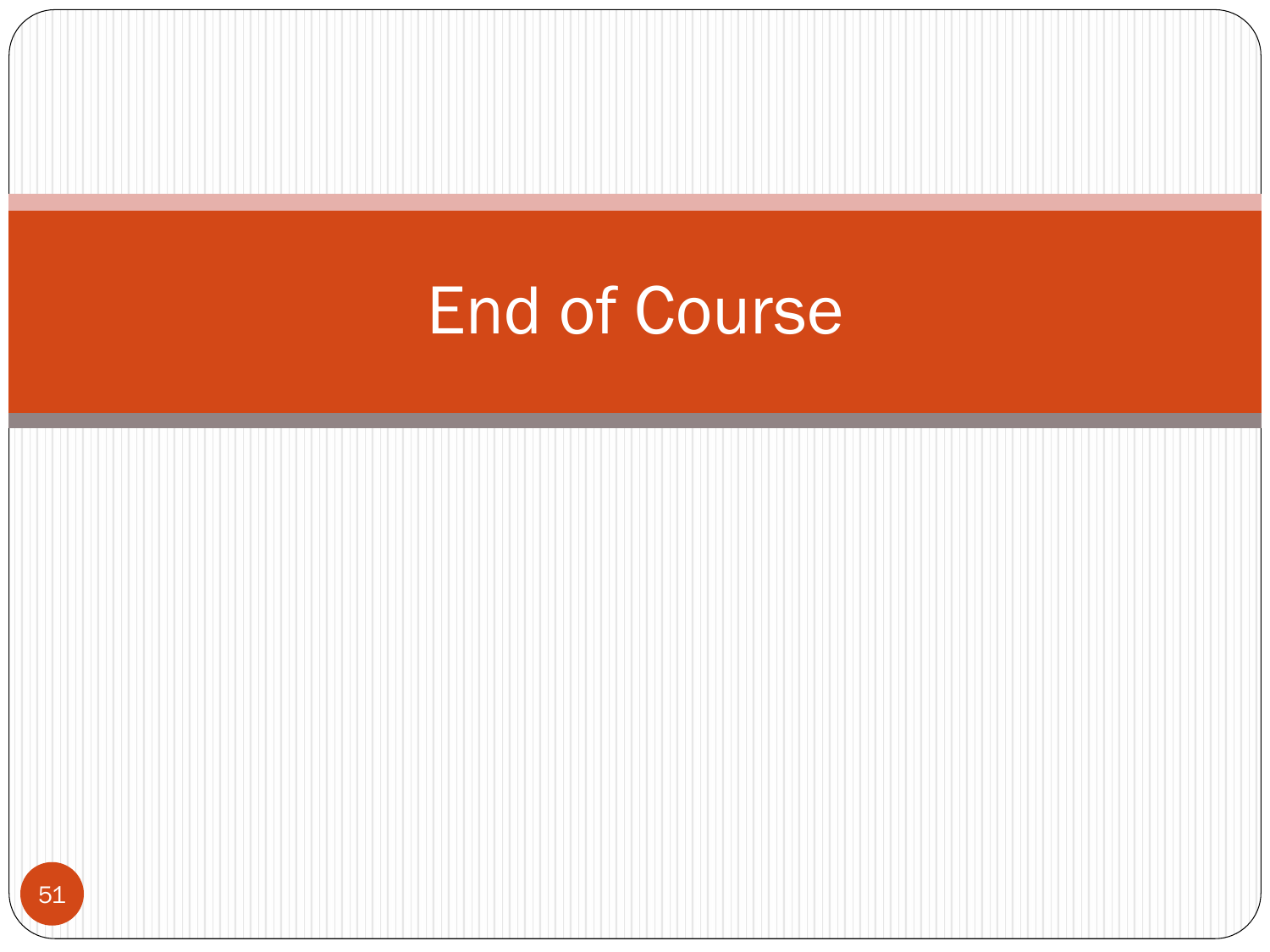# End of Course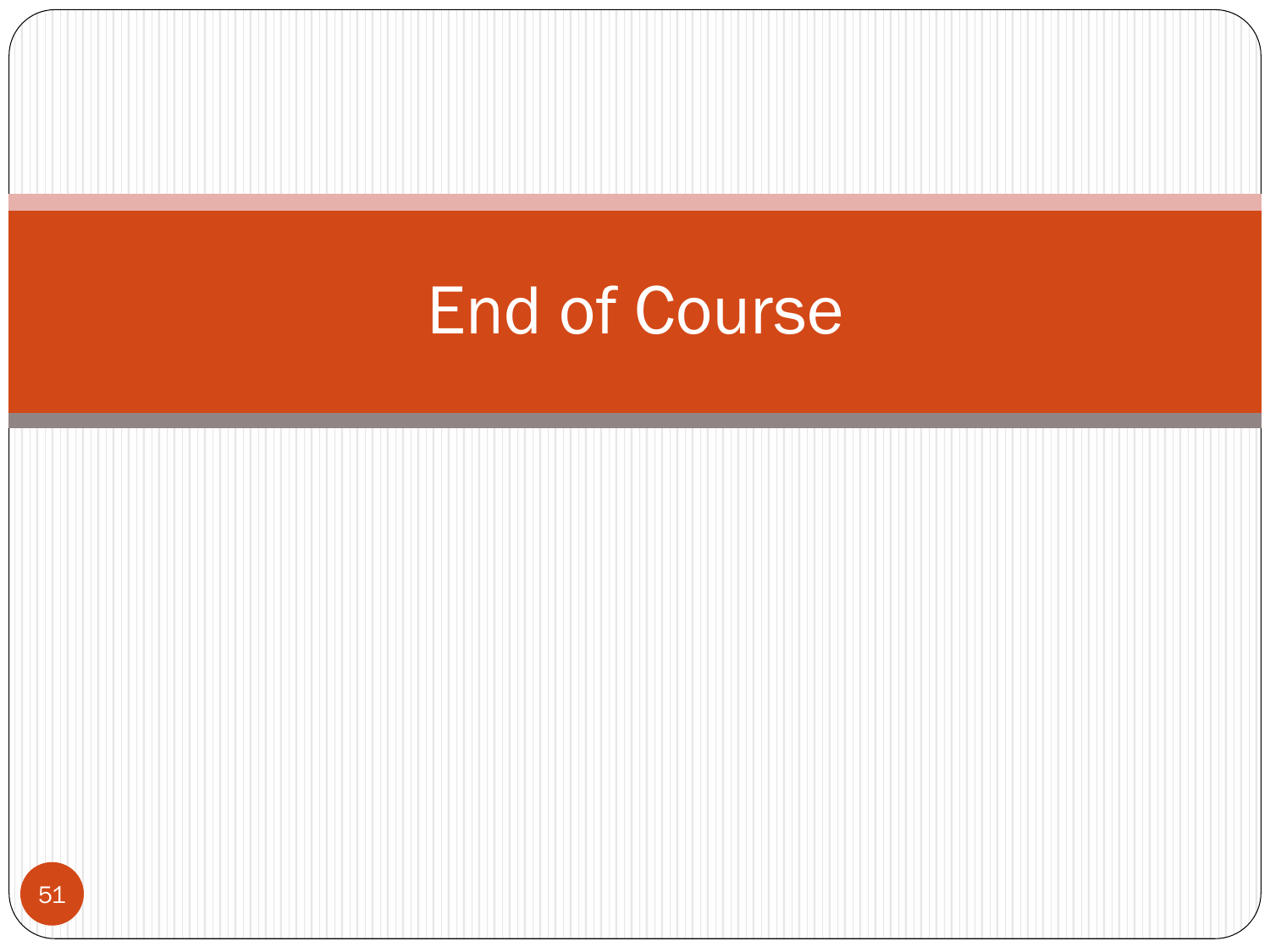# End of Course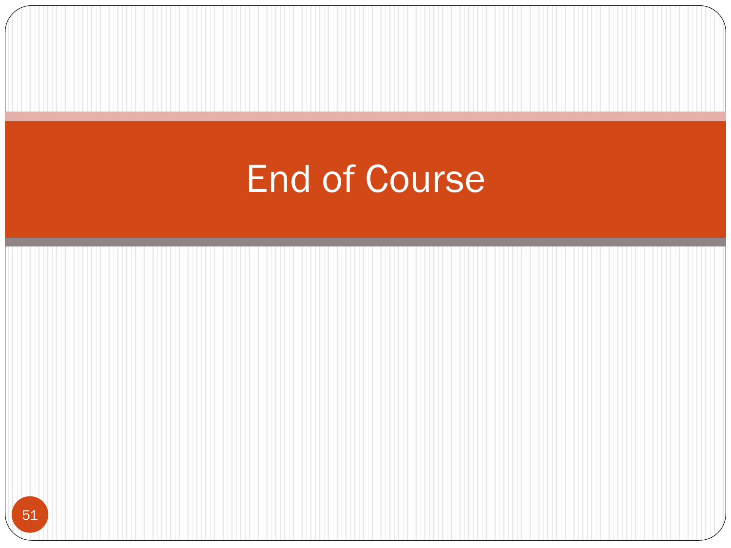# End of Course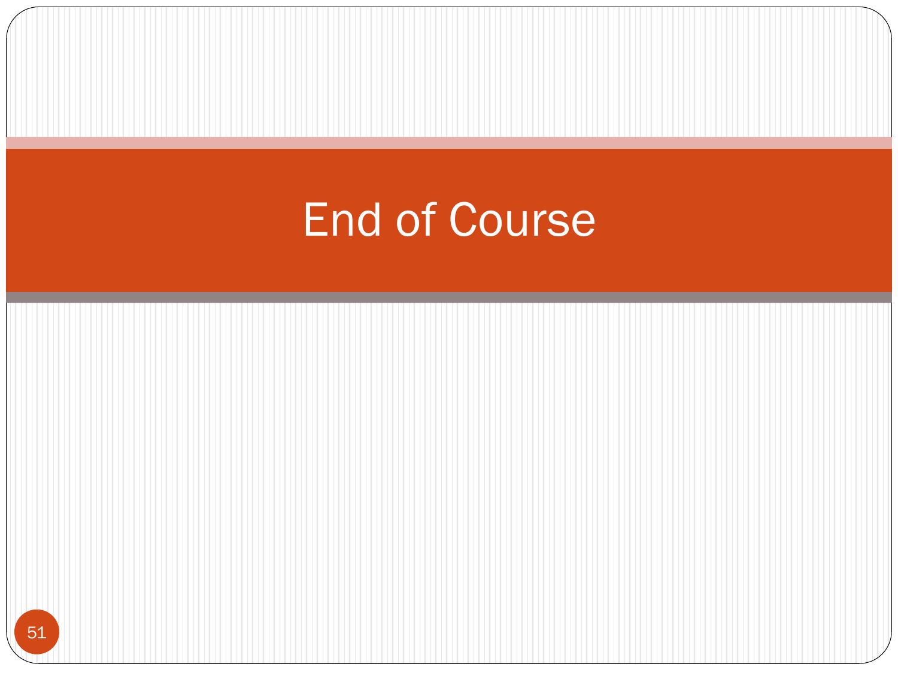# End of Course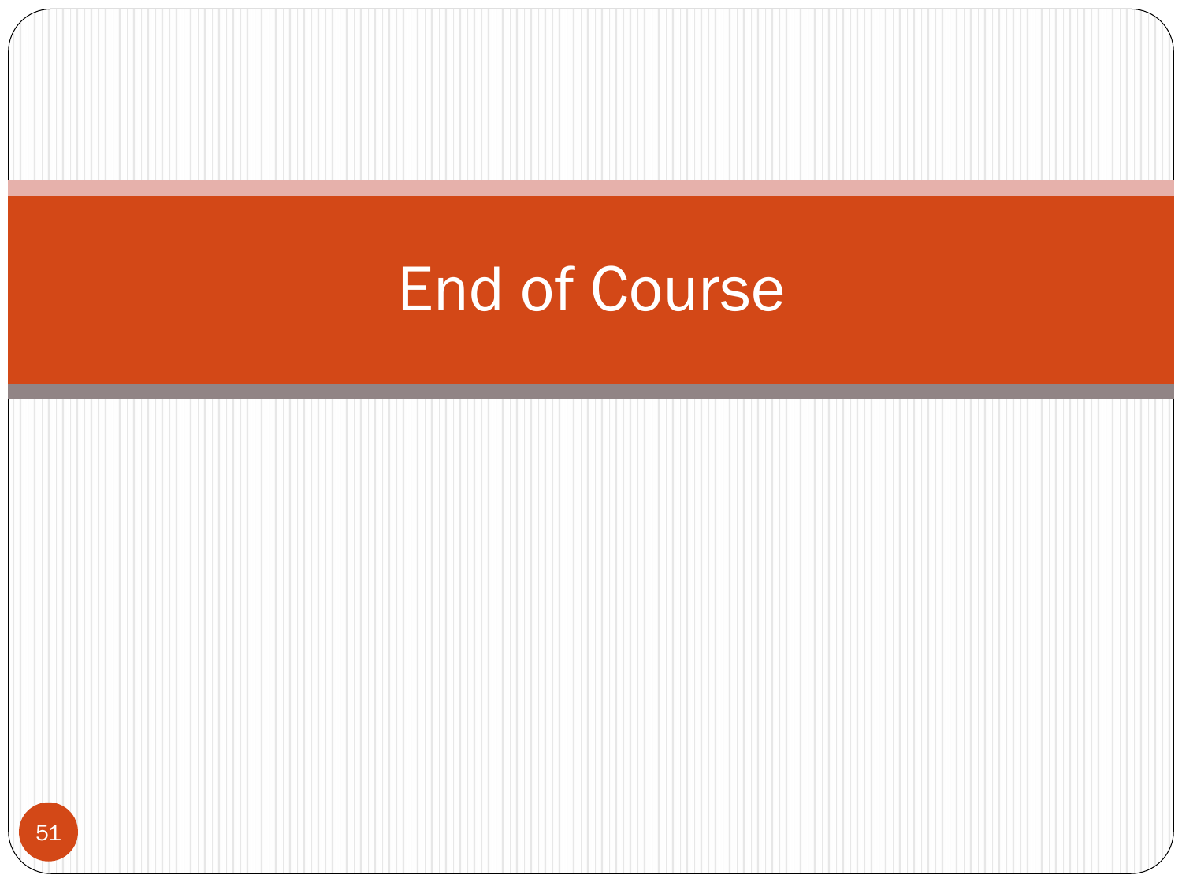# End of Course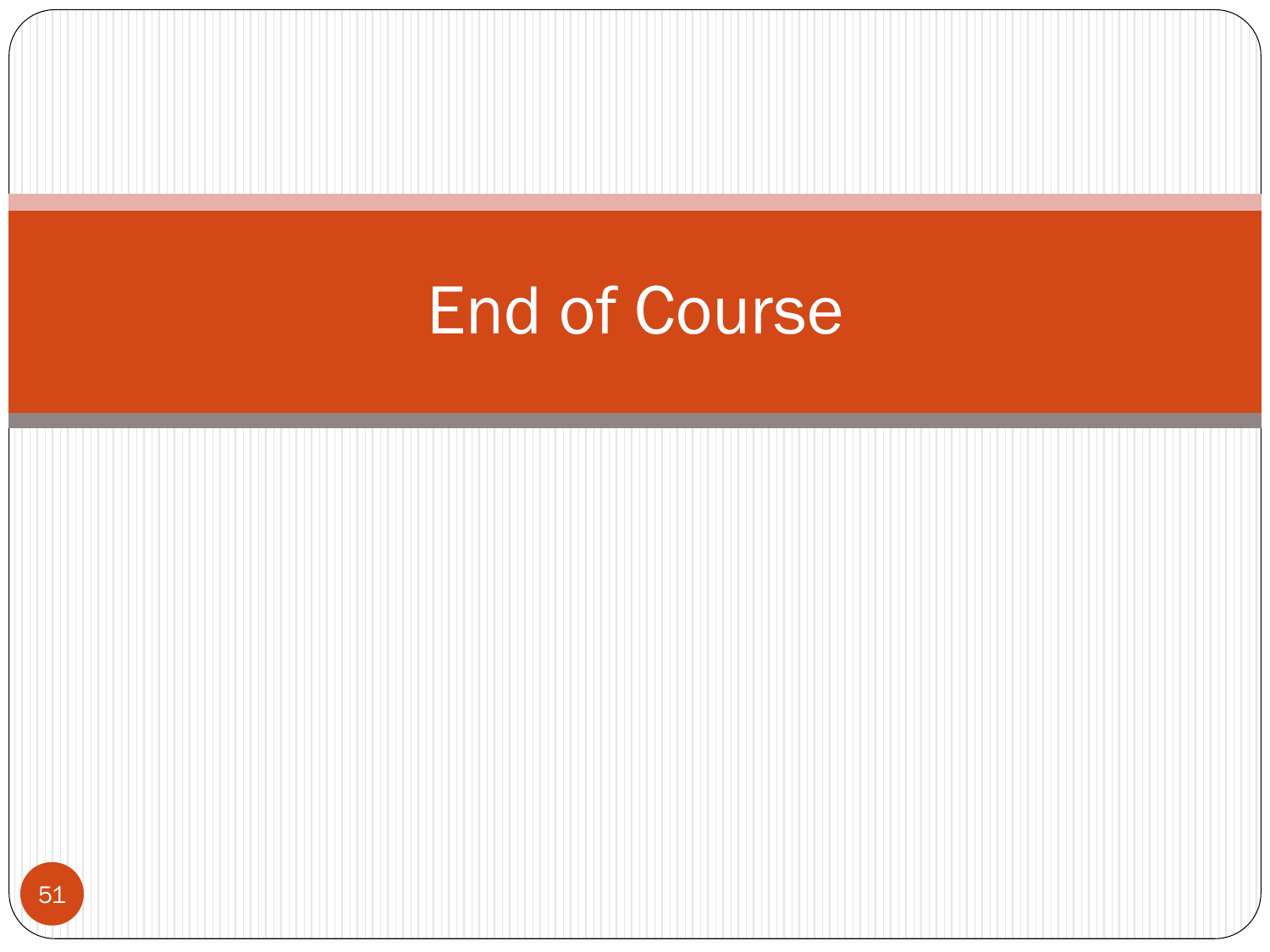# End of Course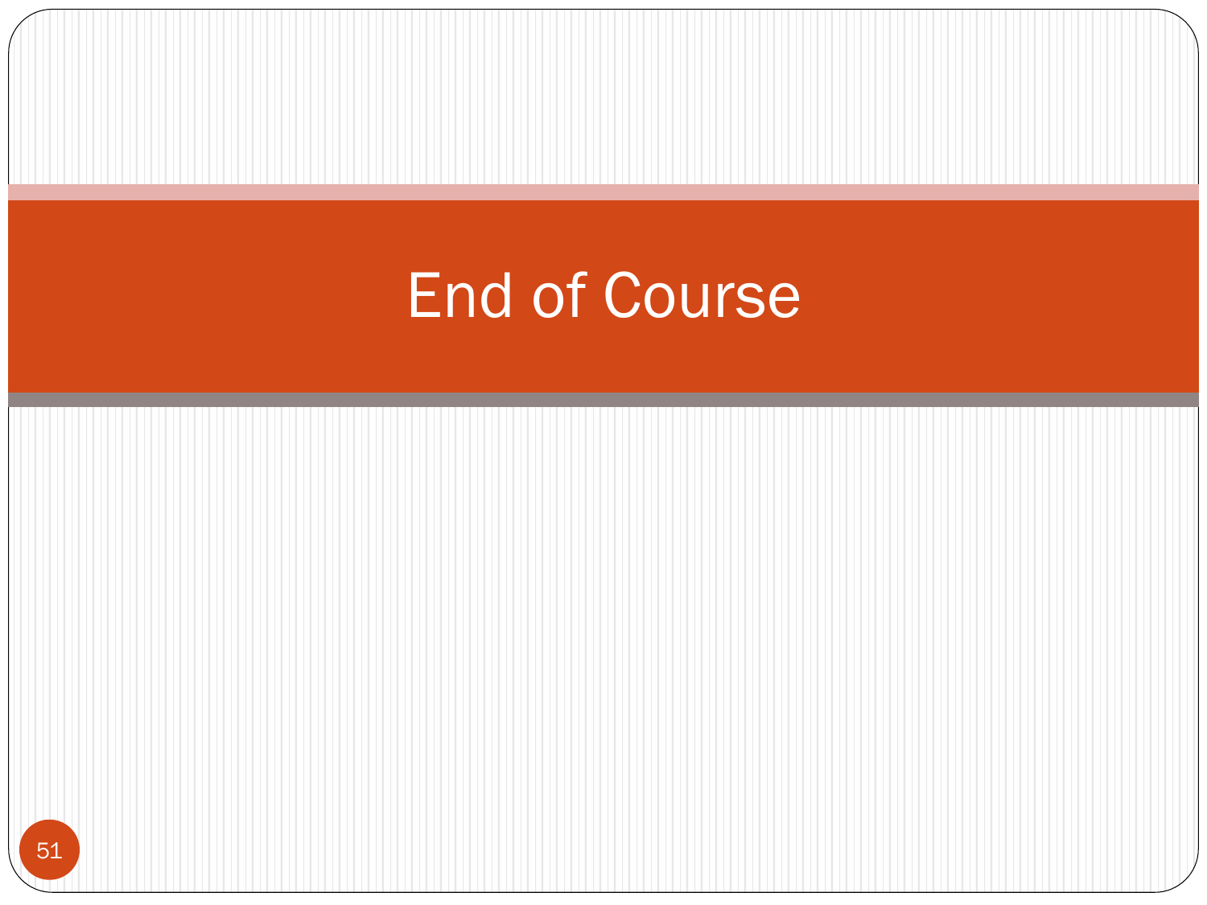# End of Course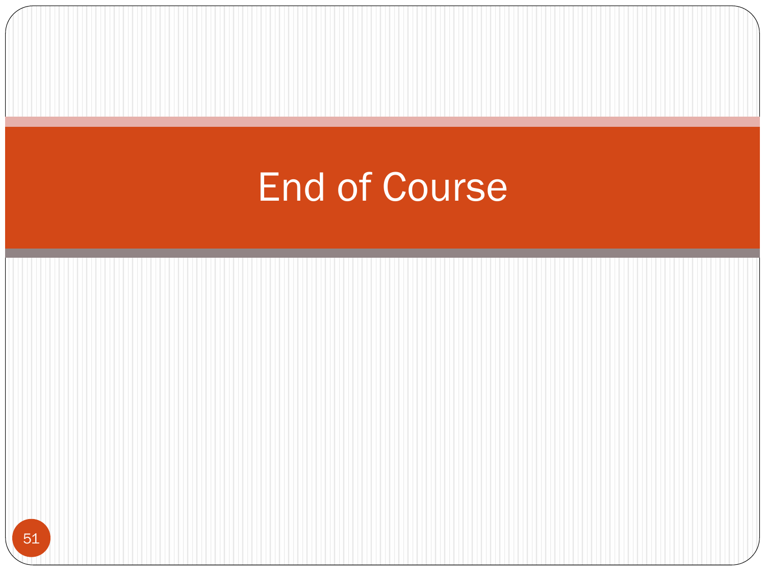# End of Course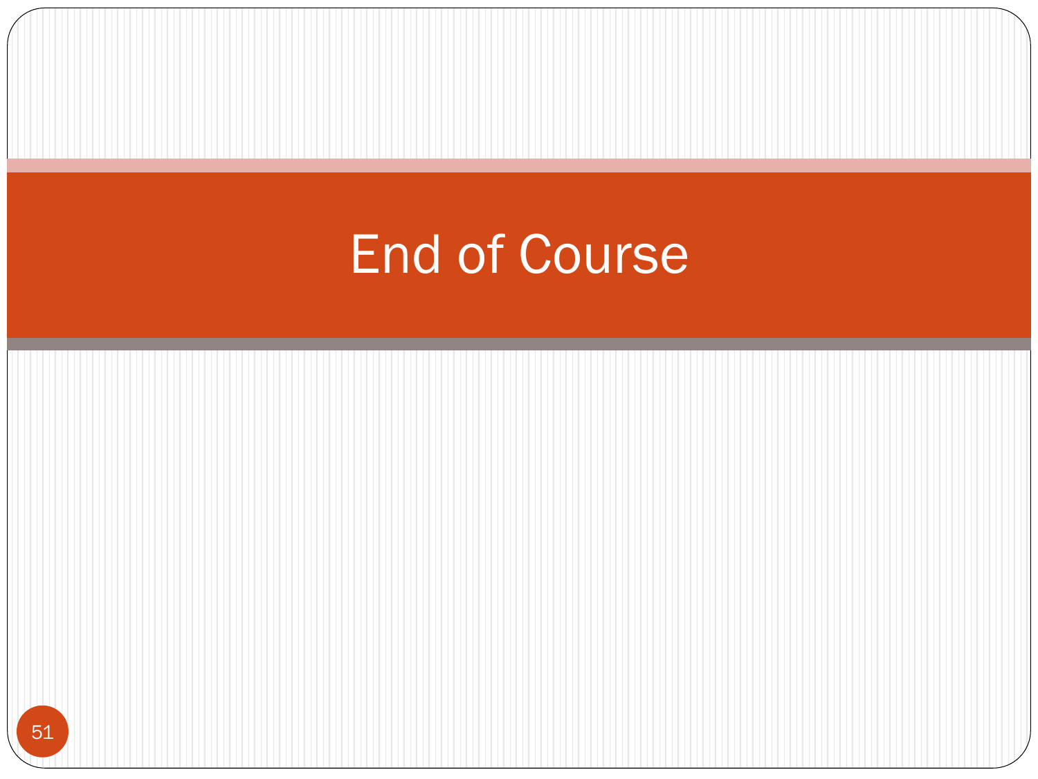# End of Course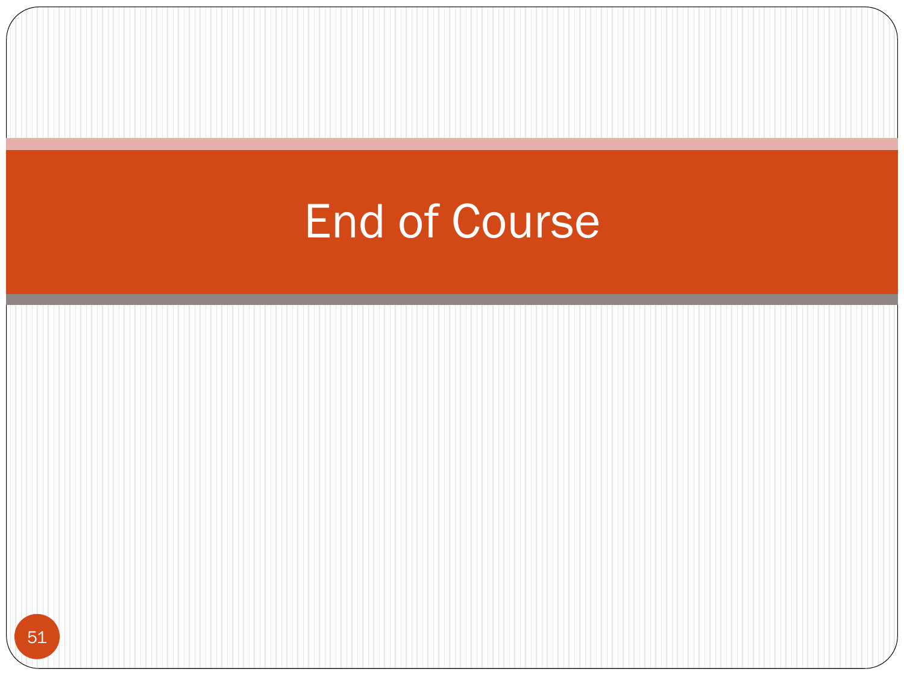# End of Course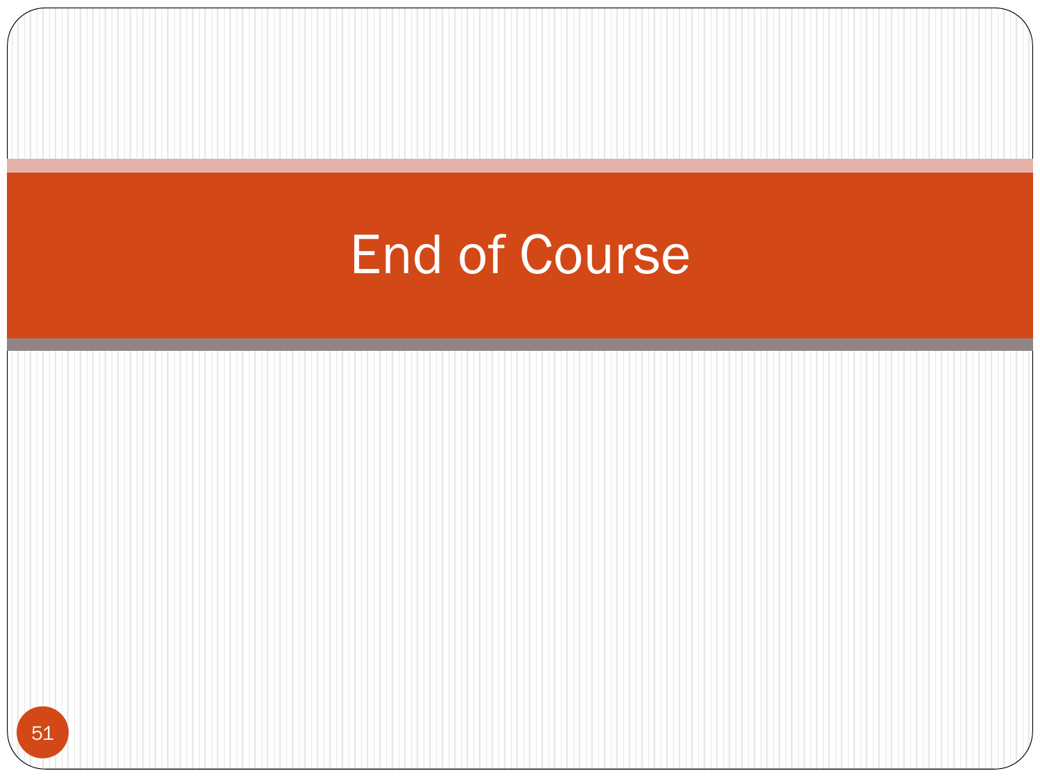# End of Course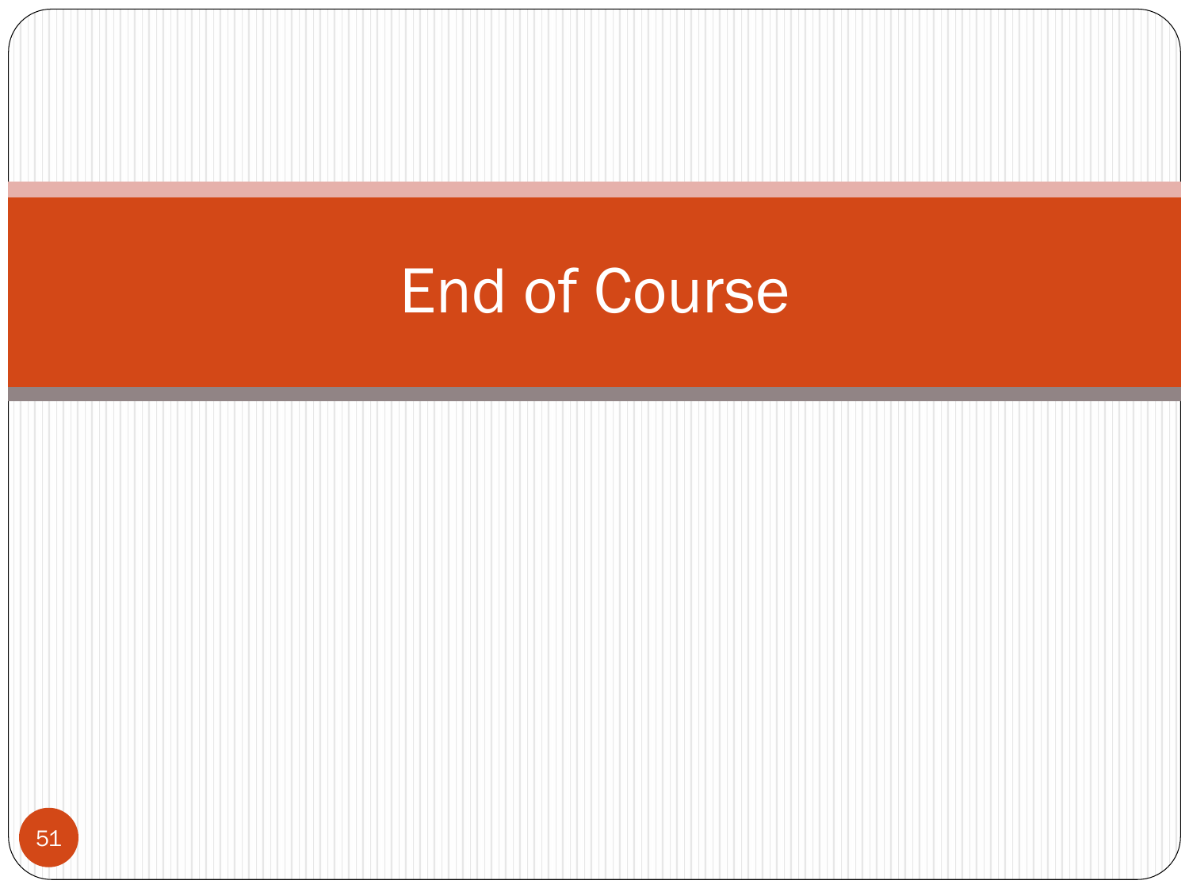# End of Course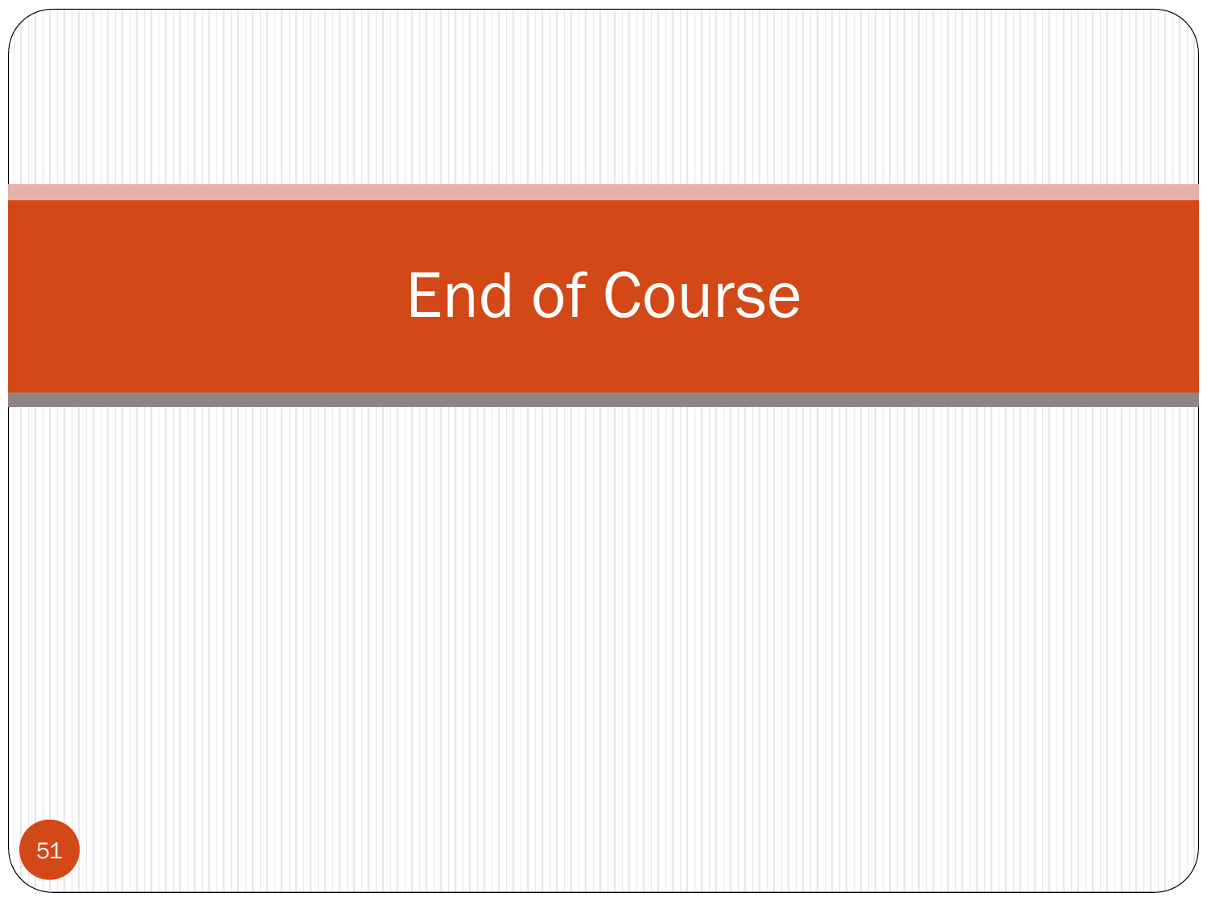# End of Course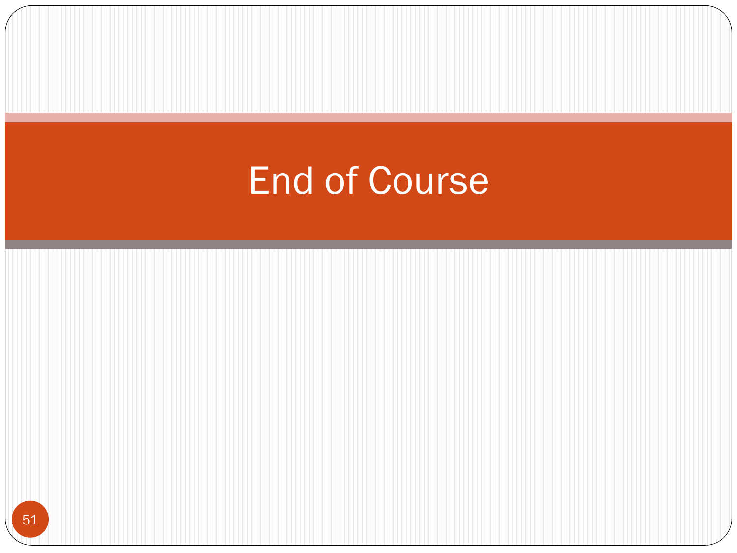# End of Course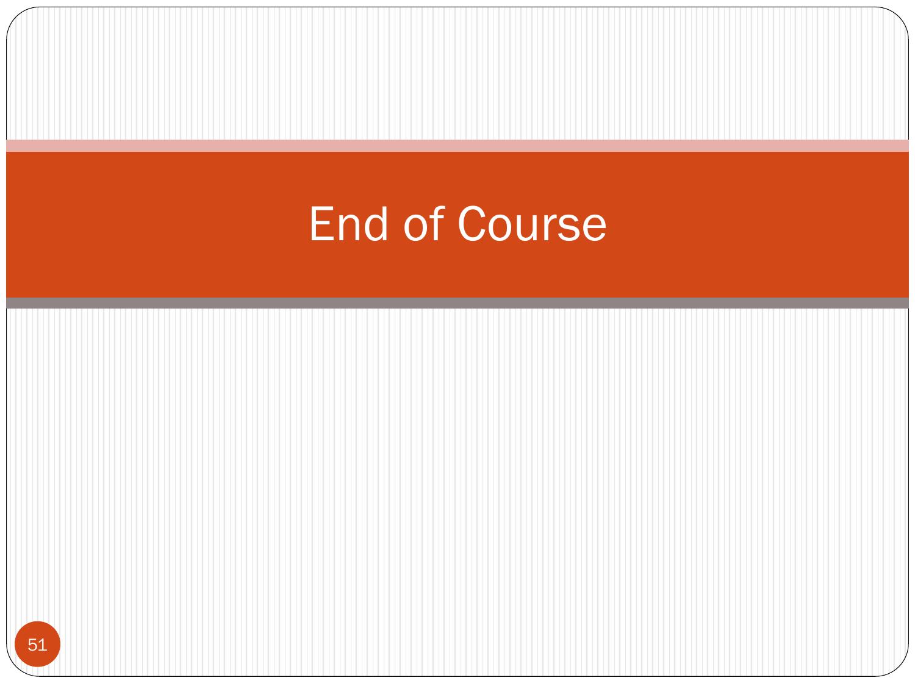# End of Course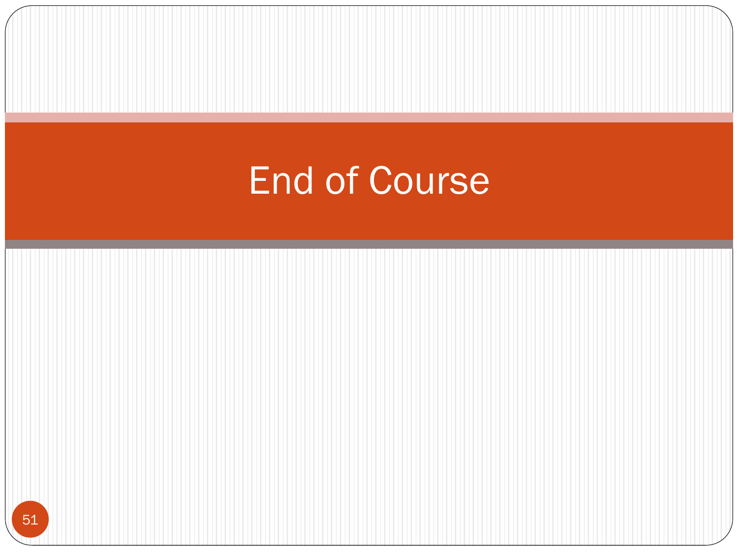# End of Course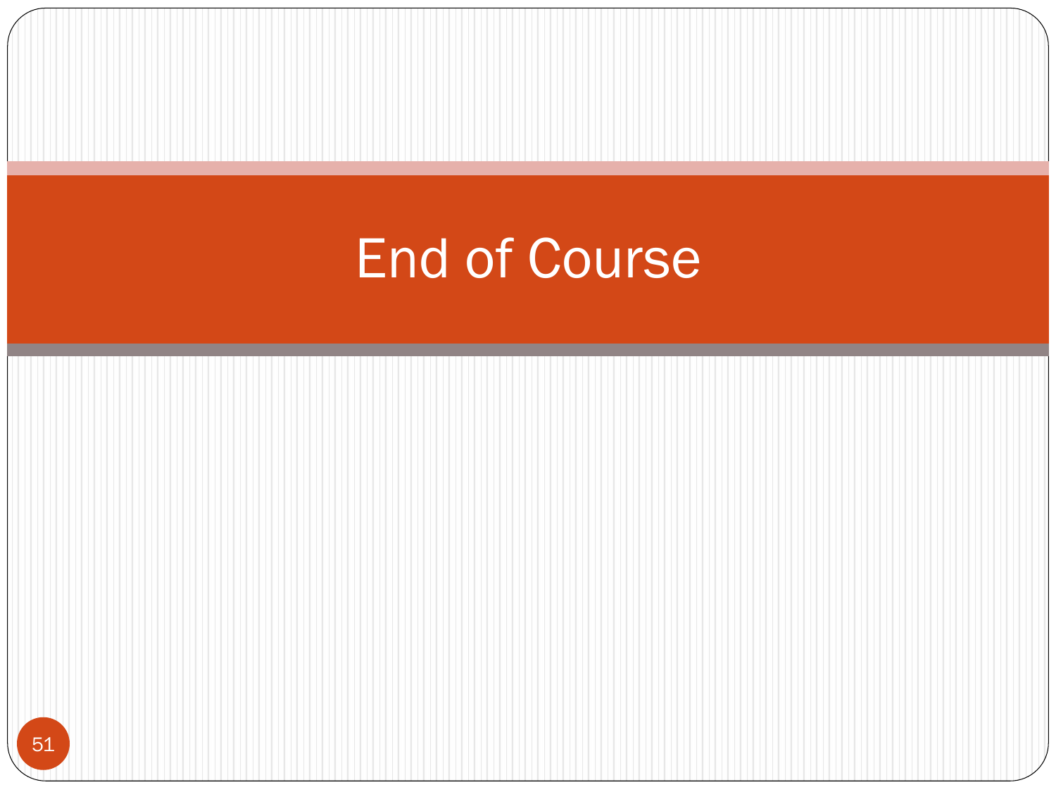# End of Course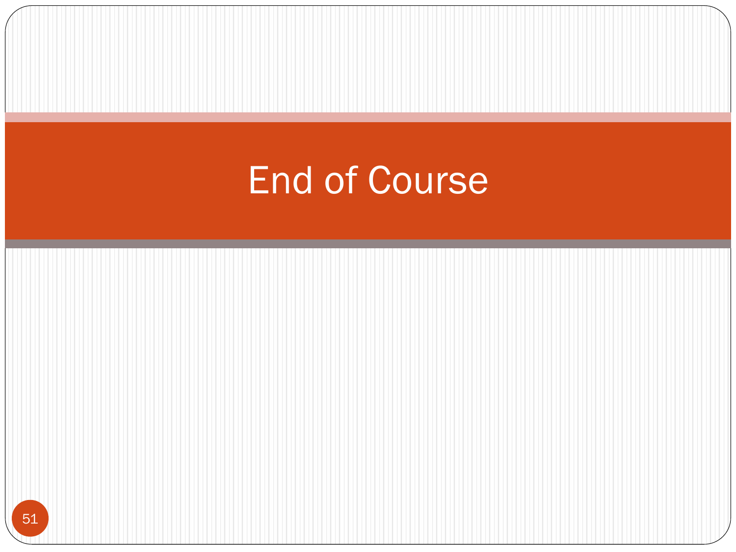# End of Course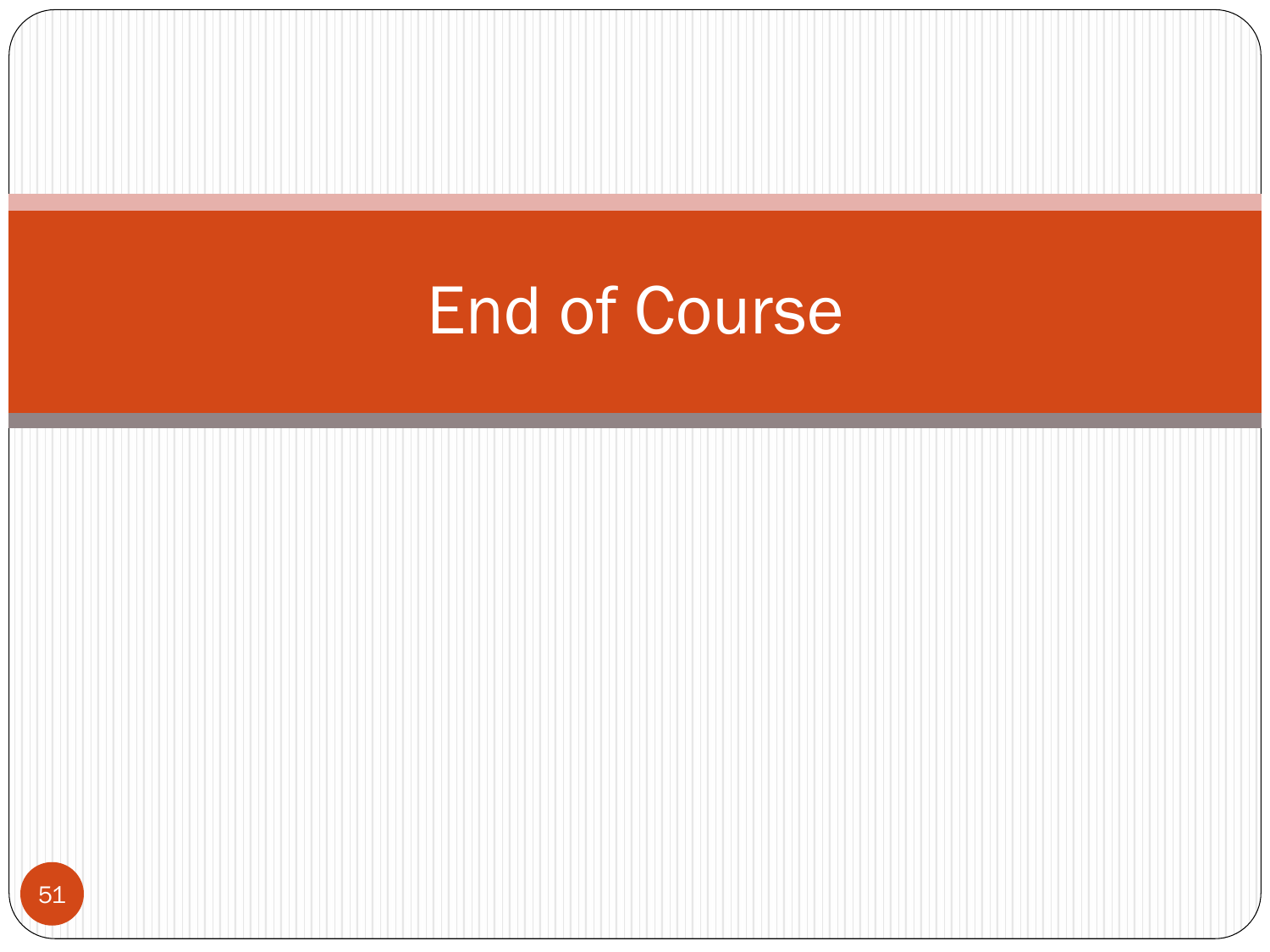# End of Course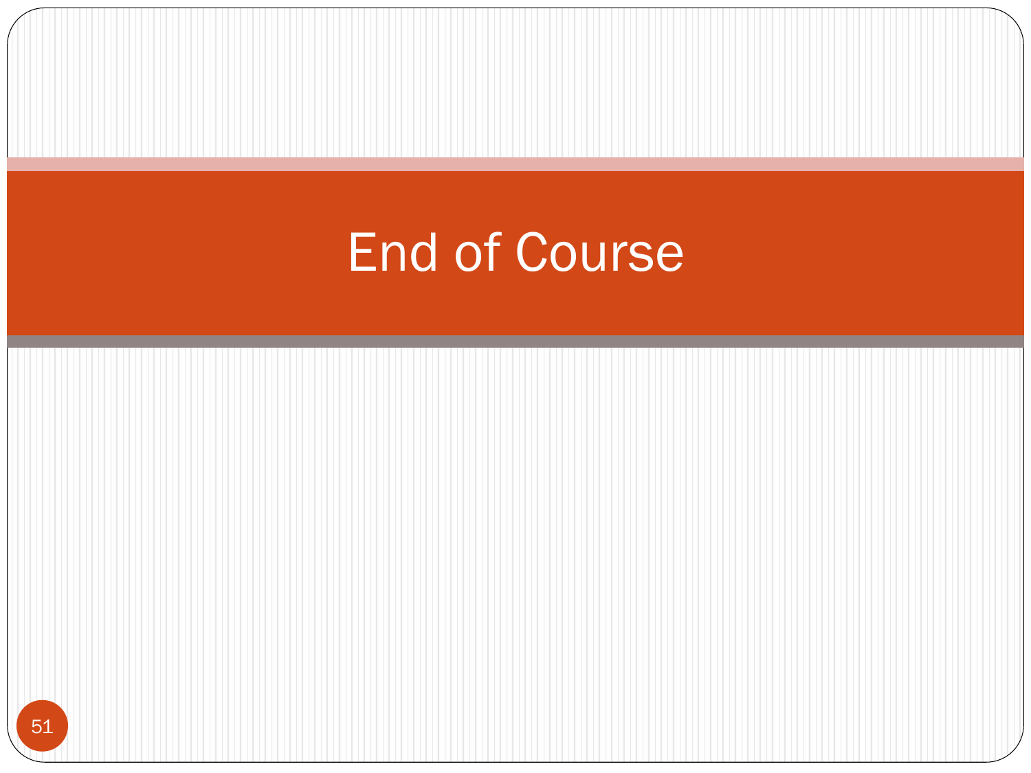# End of Course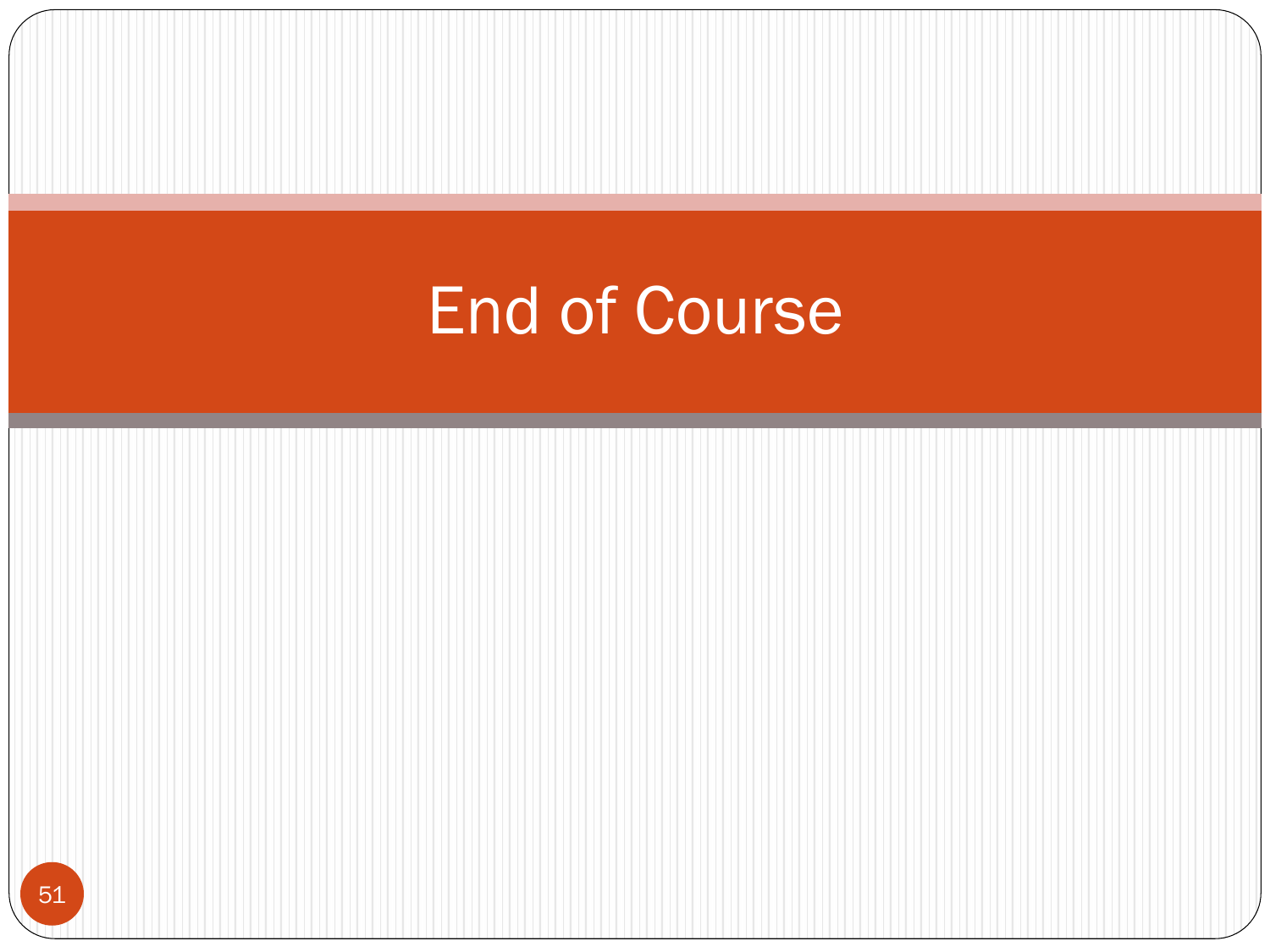# End of Course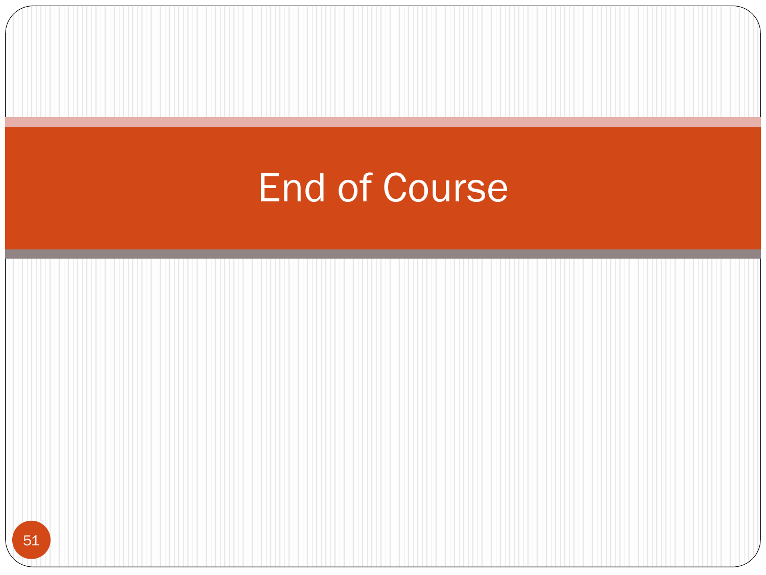# End of Course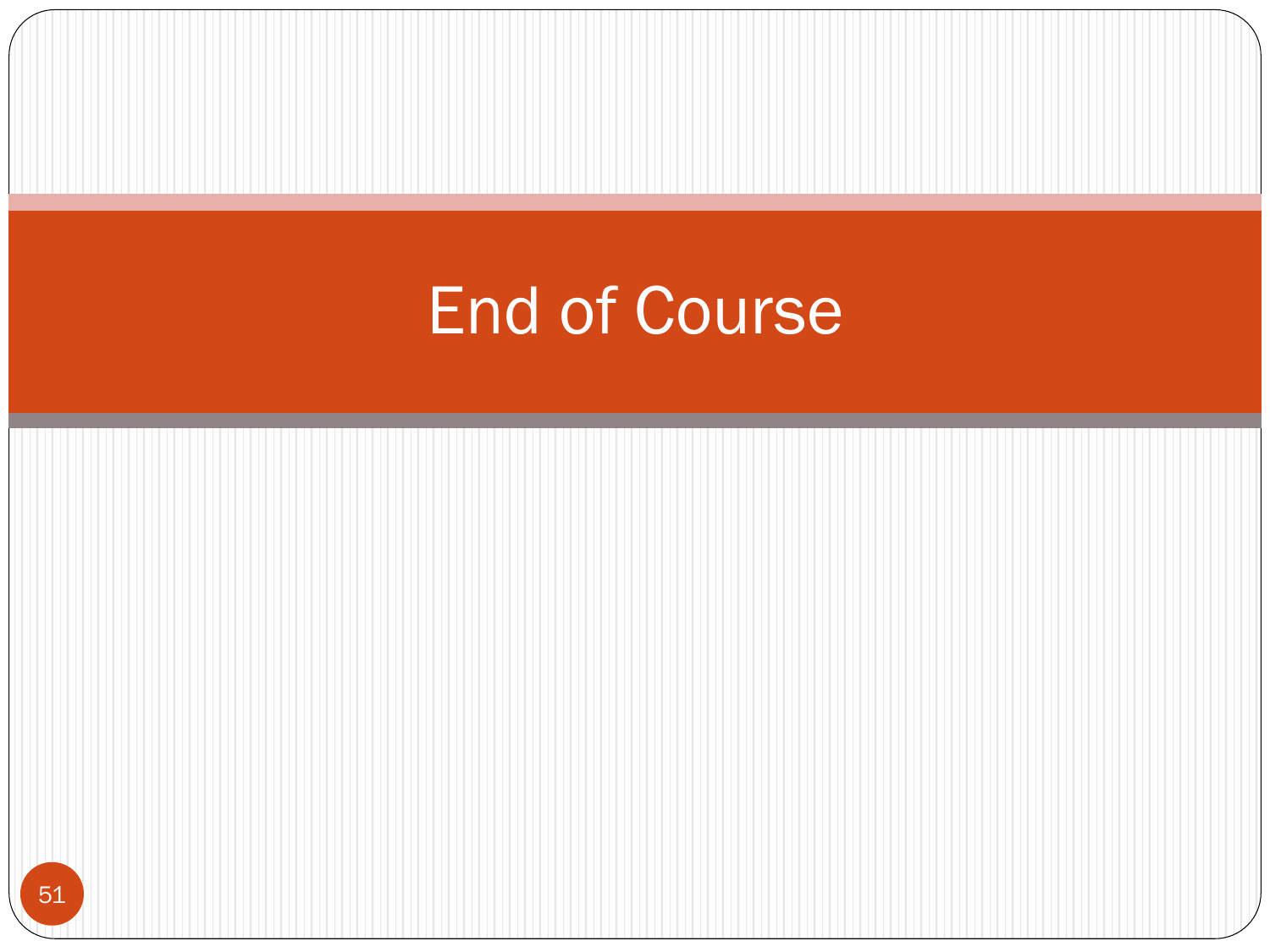# End of Course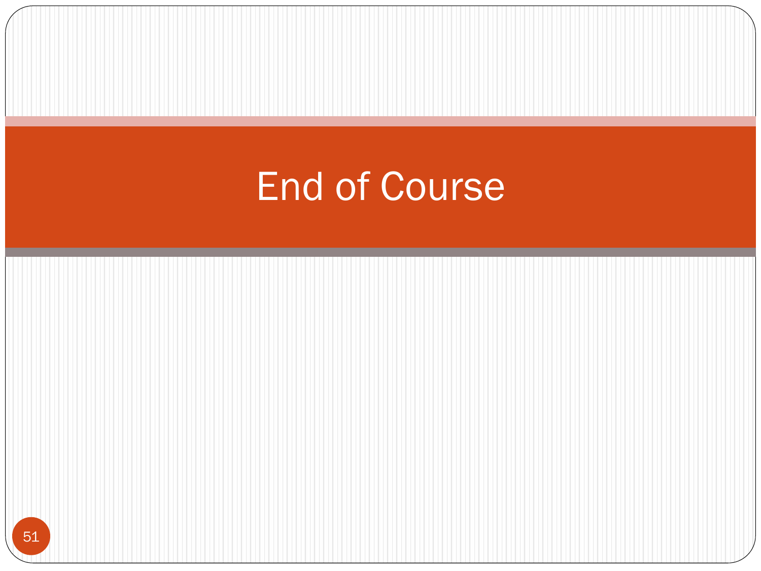# End of Course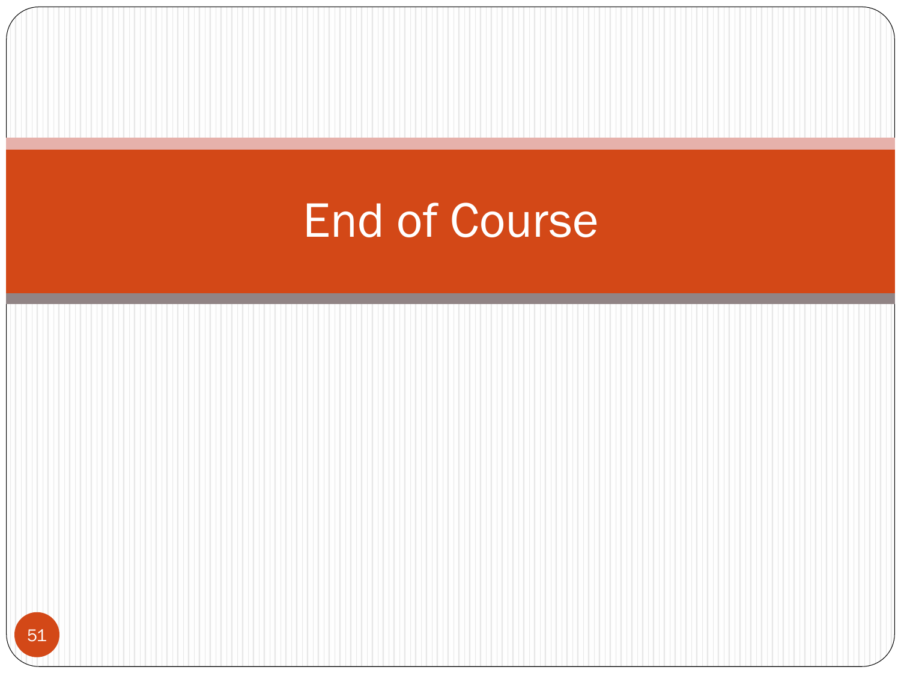# End of Course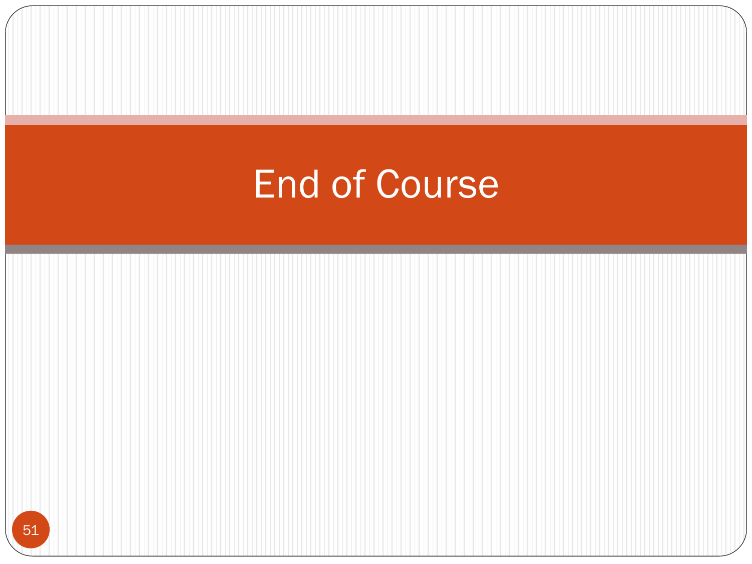# End of Course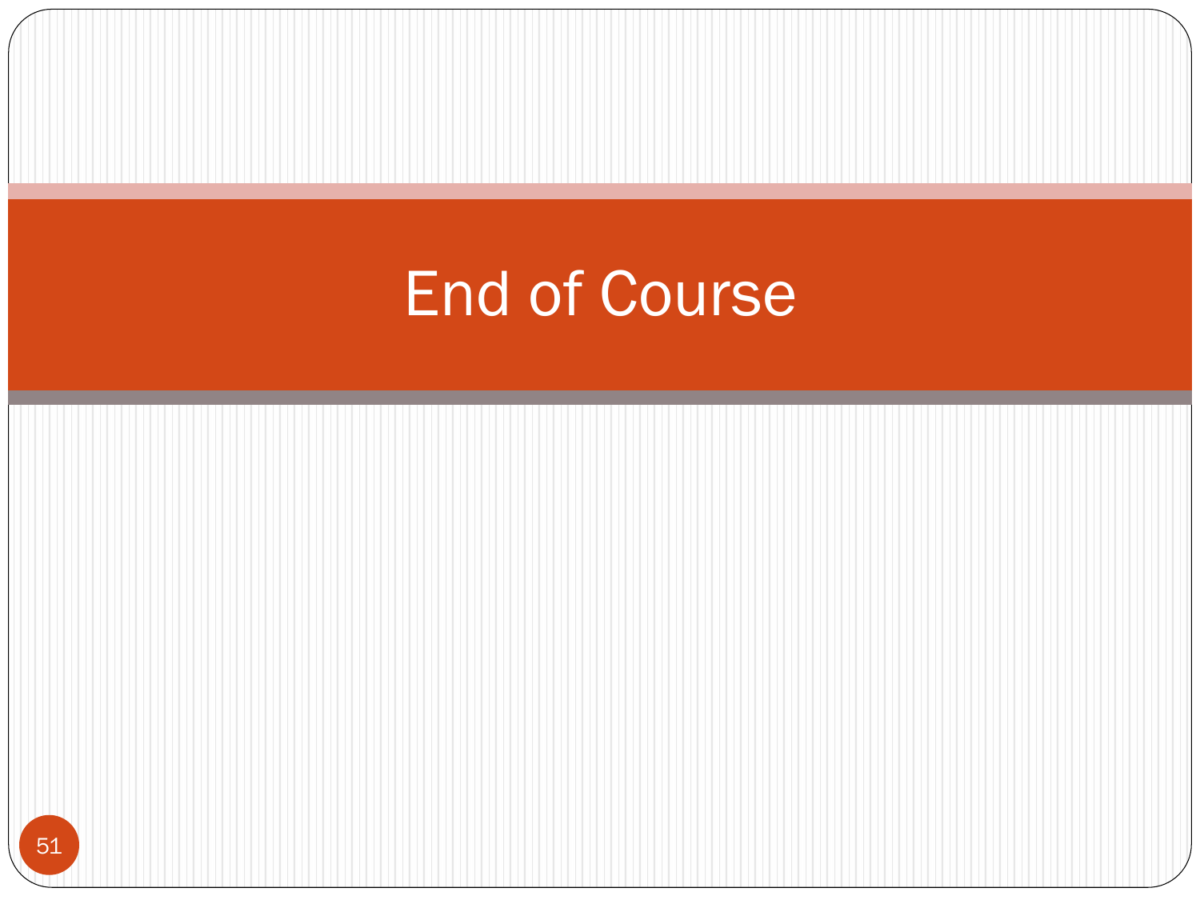# End of Course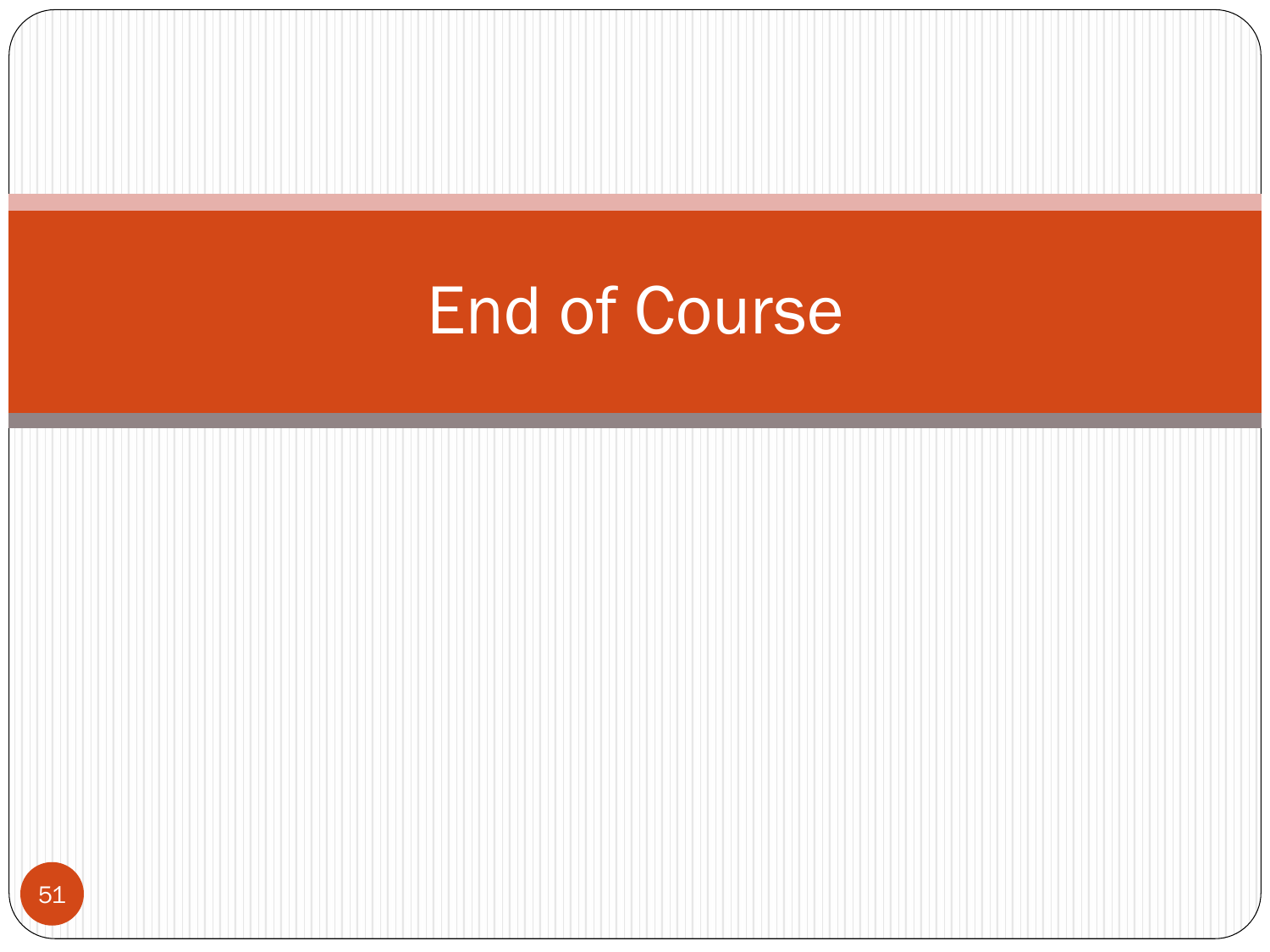# End of Course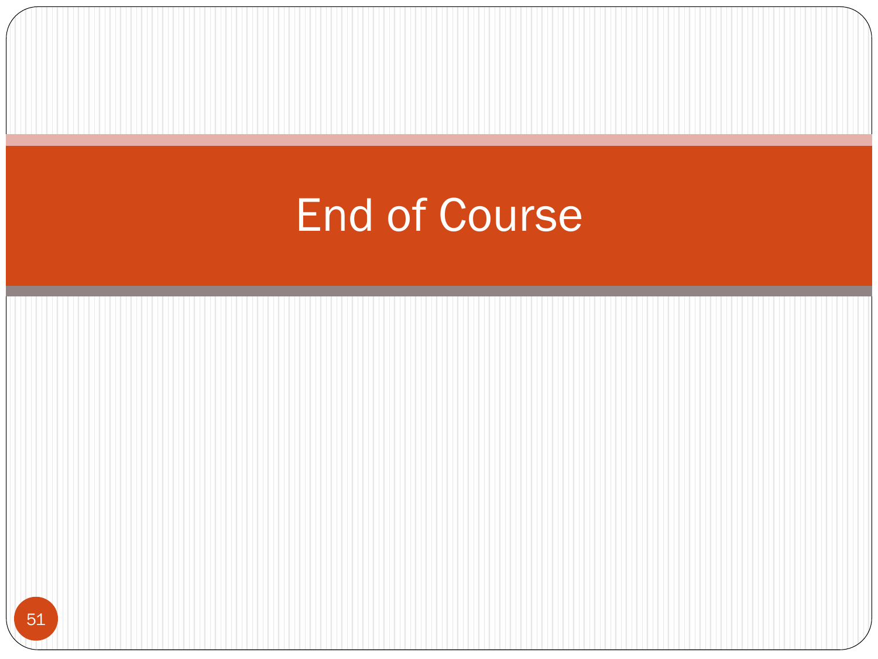# End of Course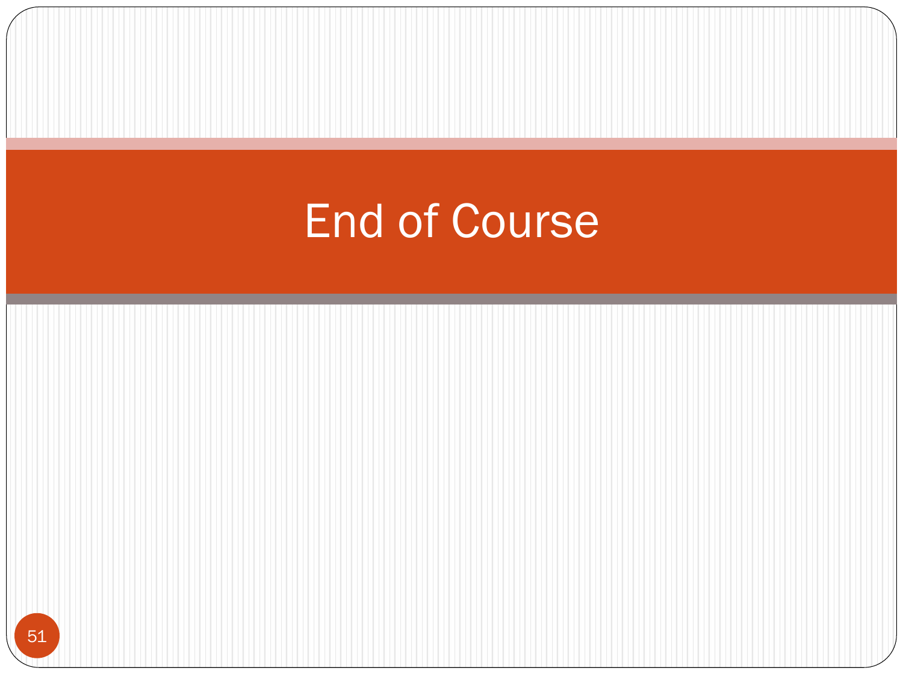# End of Course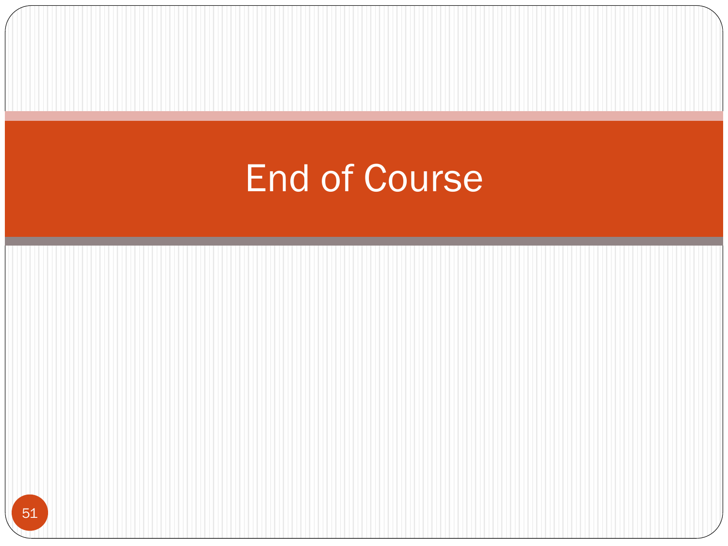# End of Course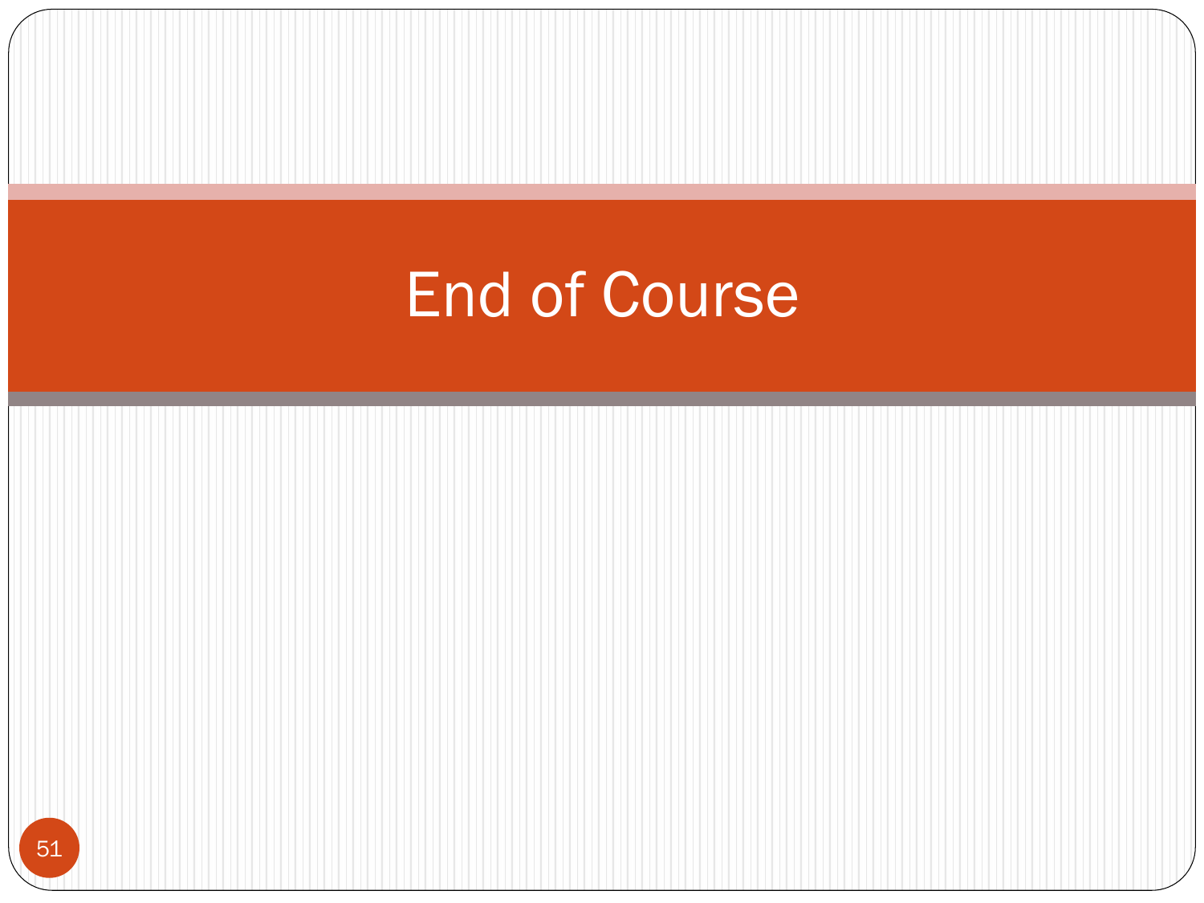# End of Course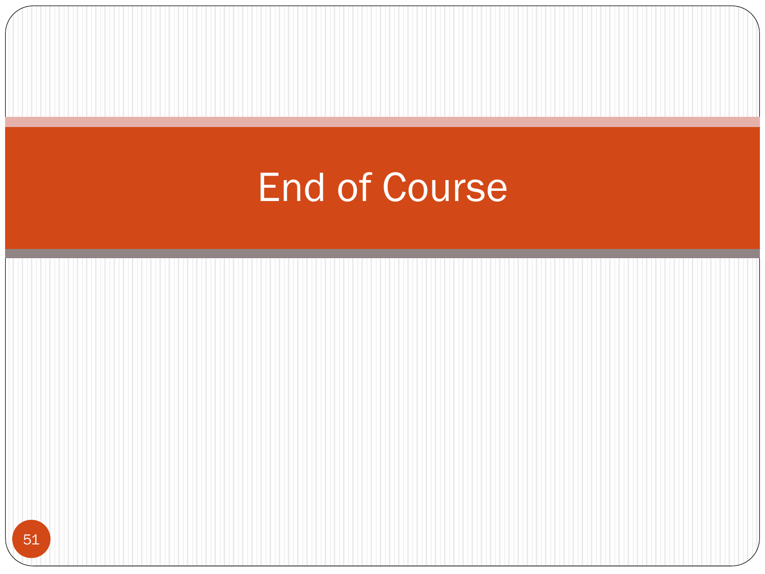# End of Course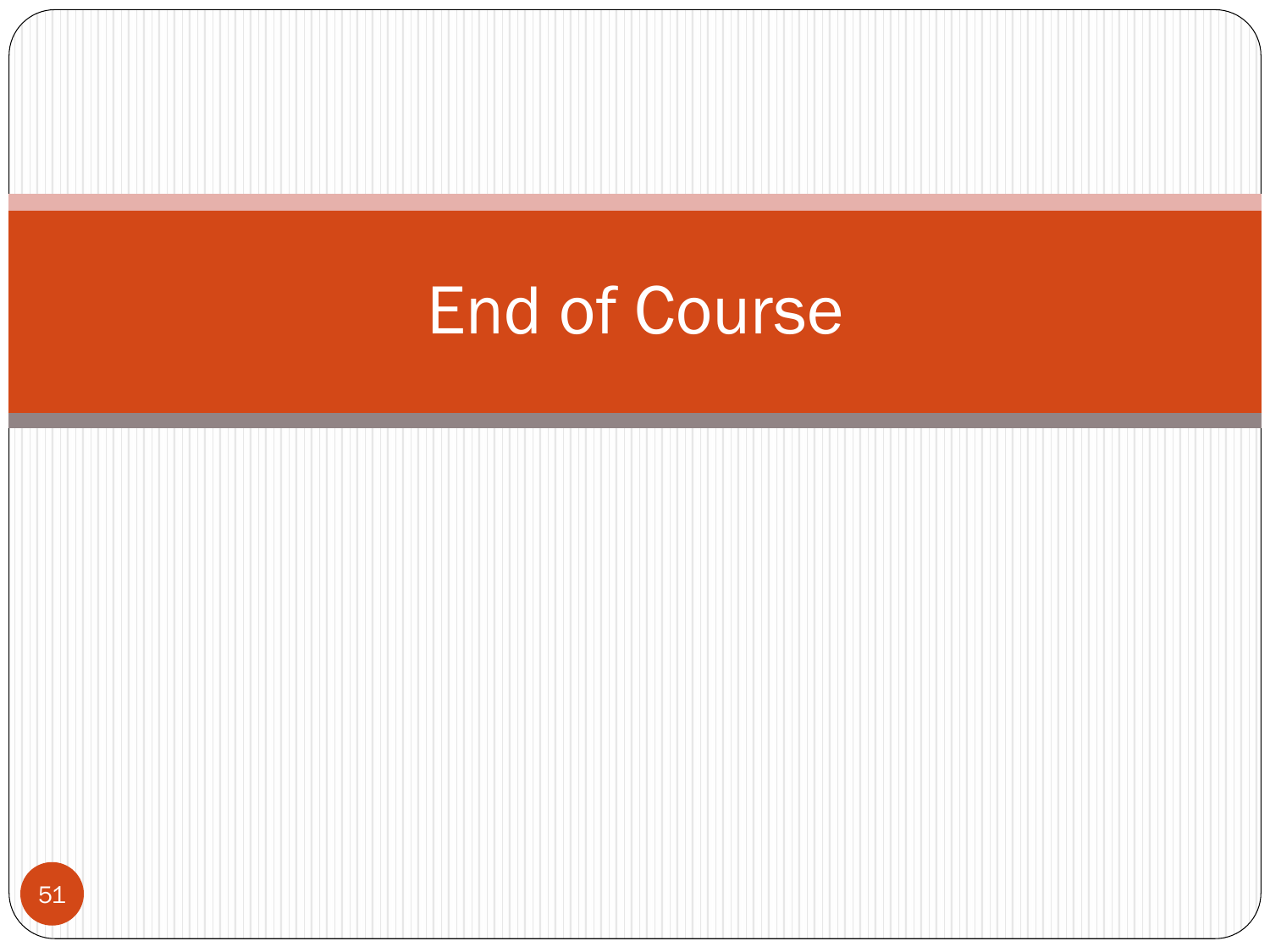# End of Course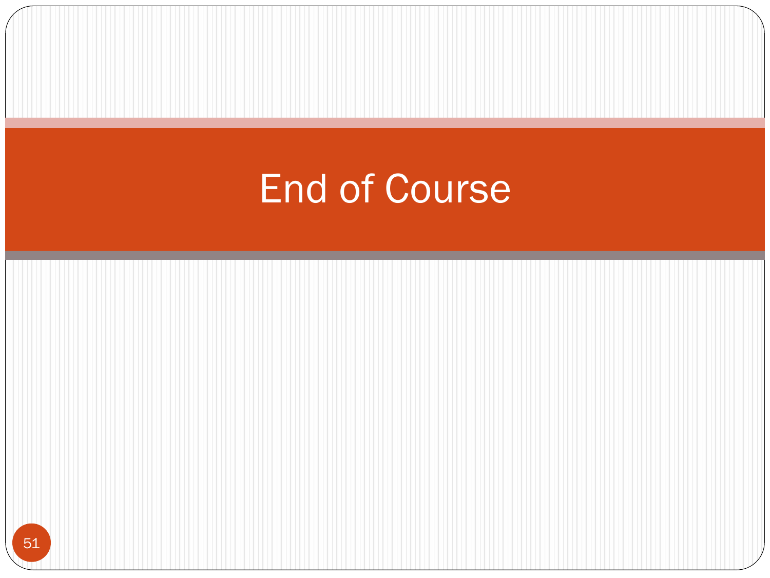# End of Course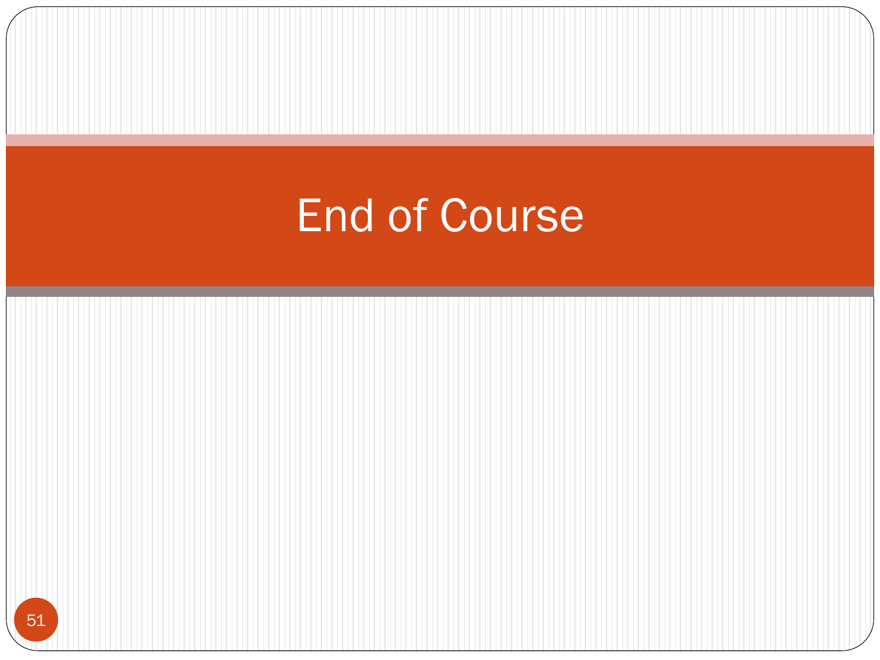# End of Course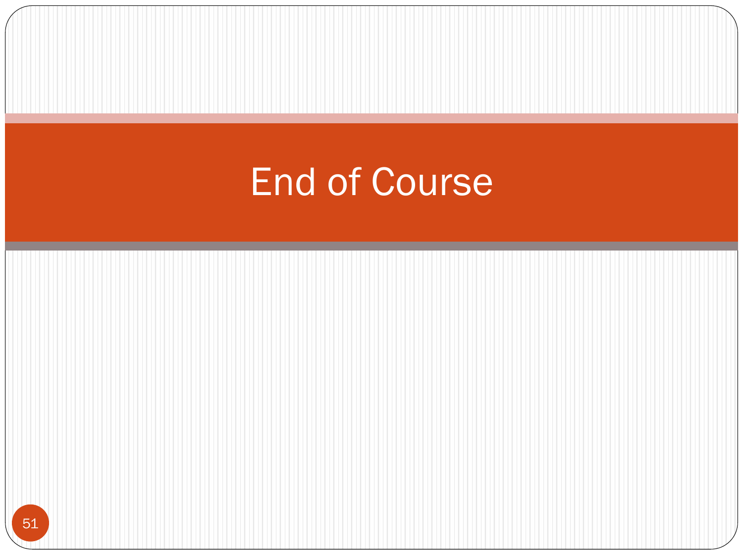# End of Course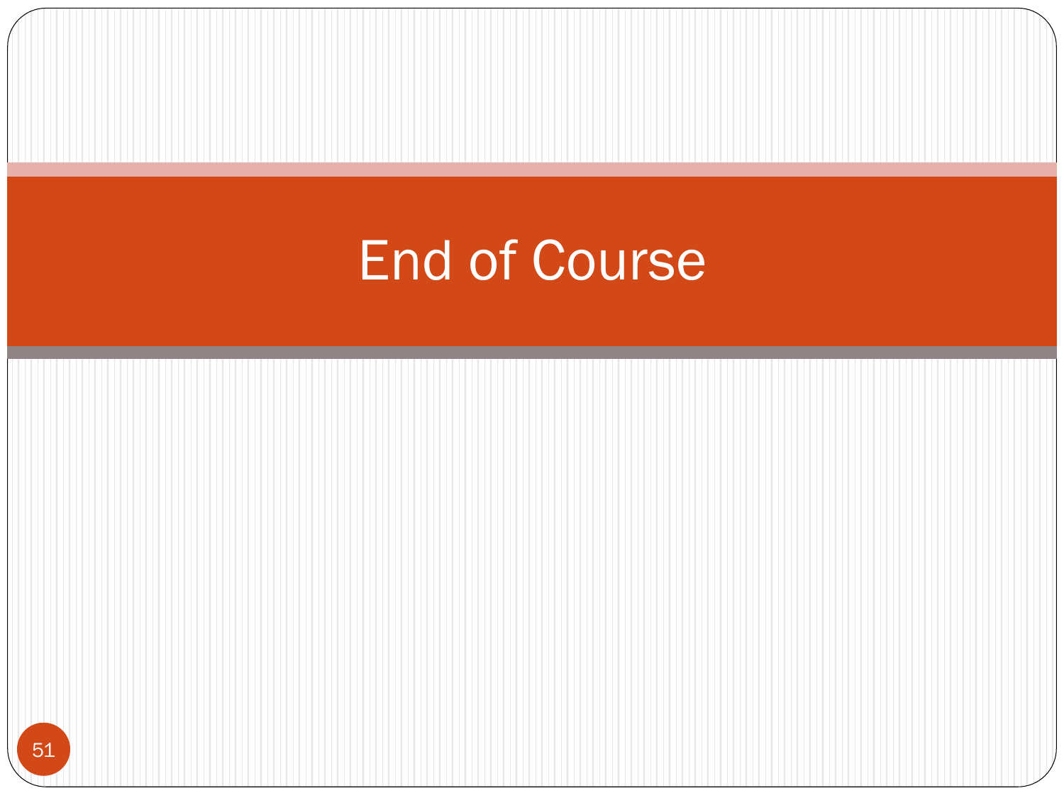# End of Course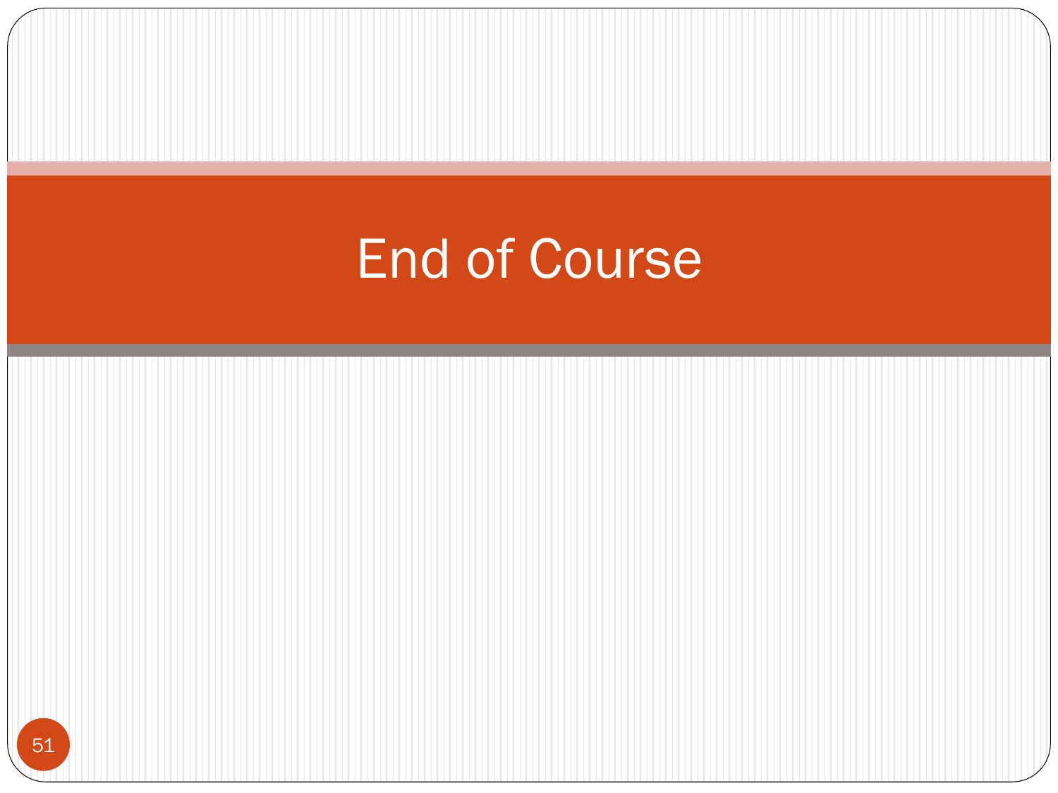# End of Course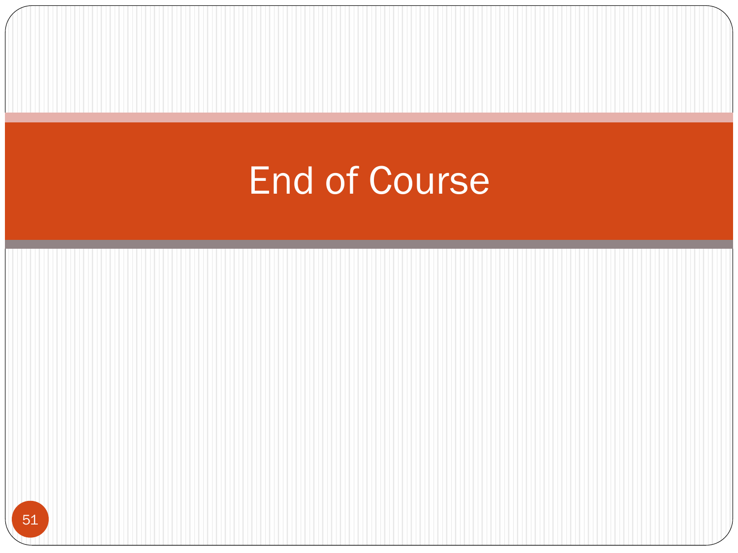# End of Course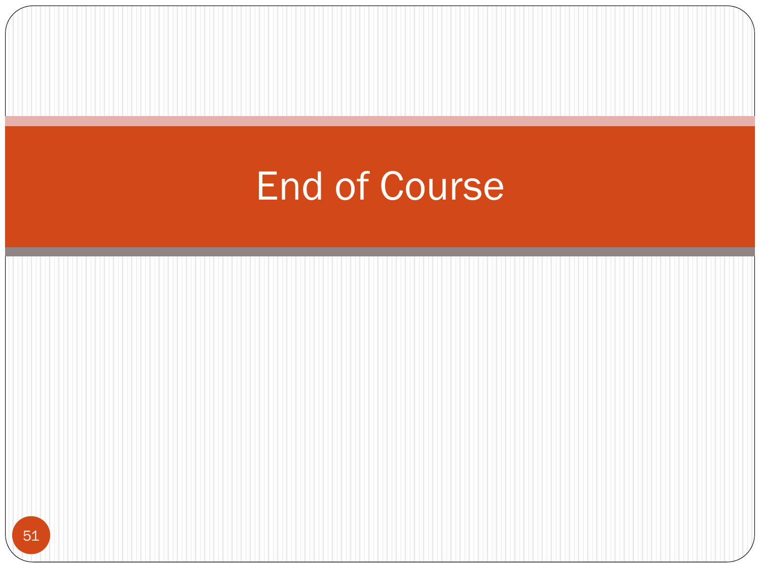# End of Course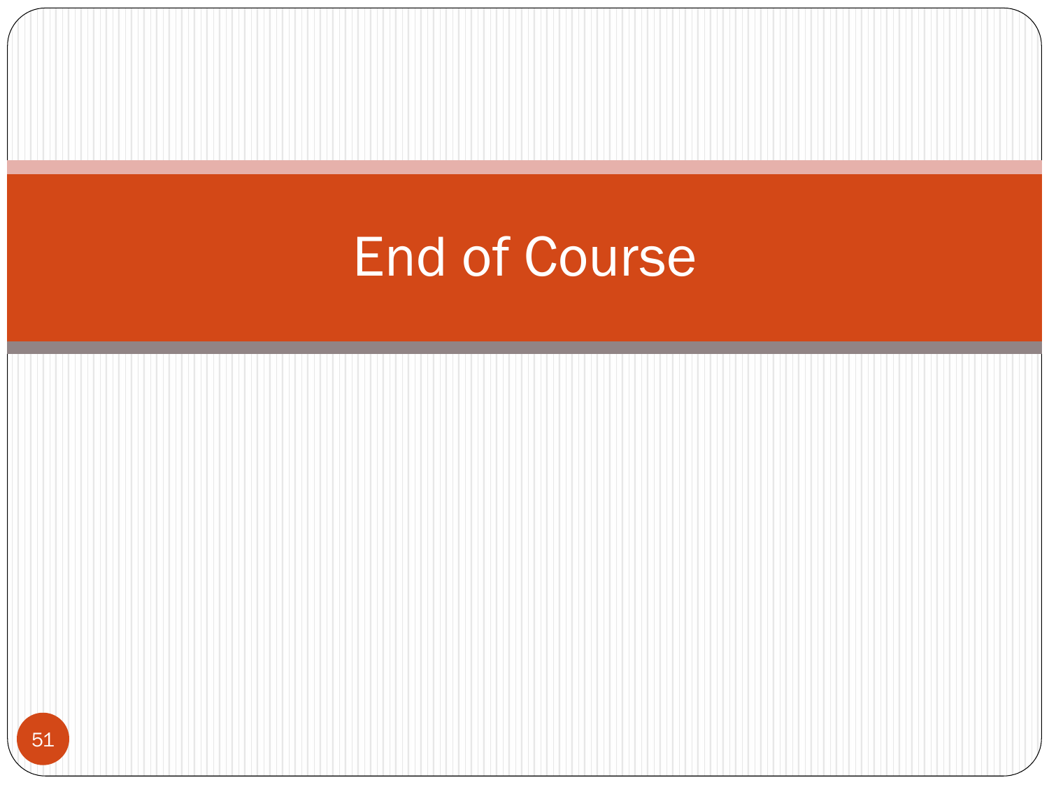# End of Course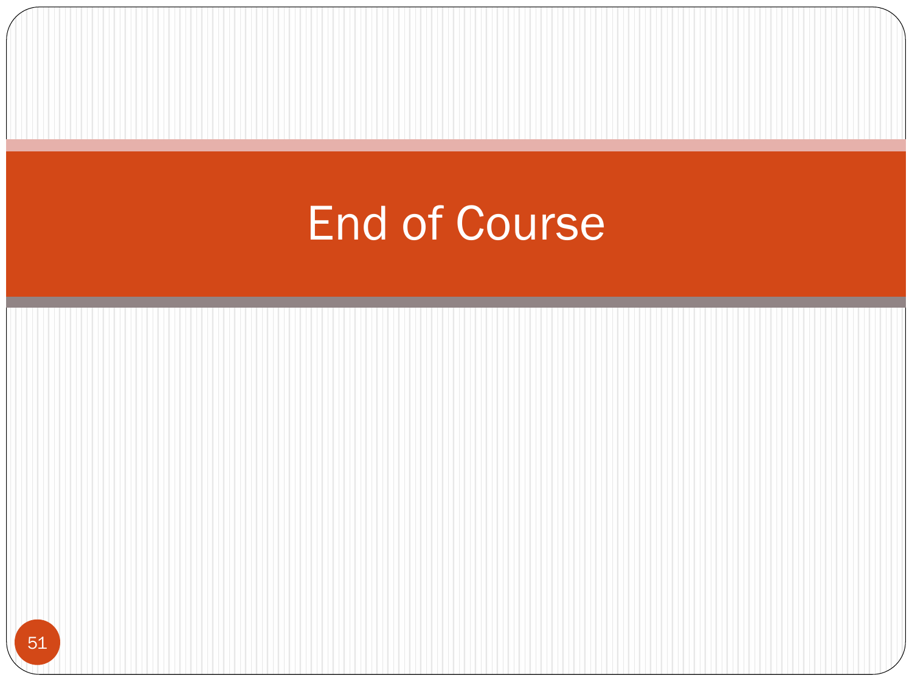# End of Course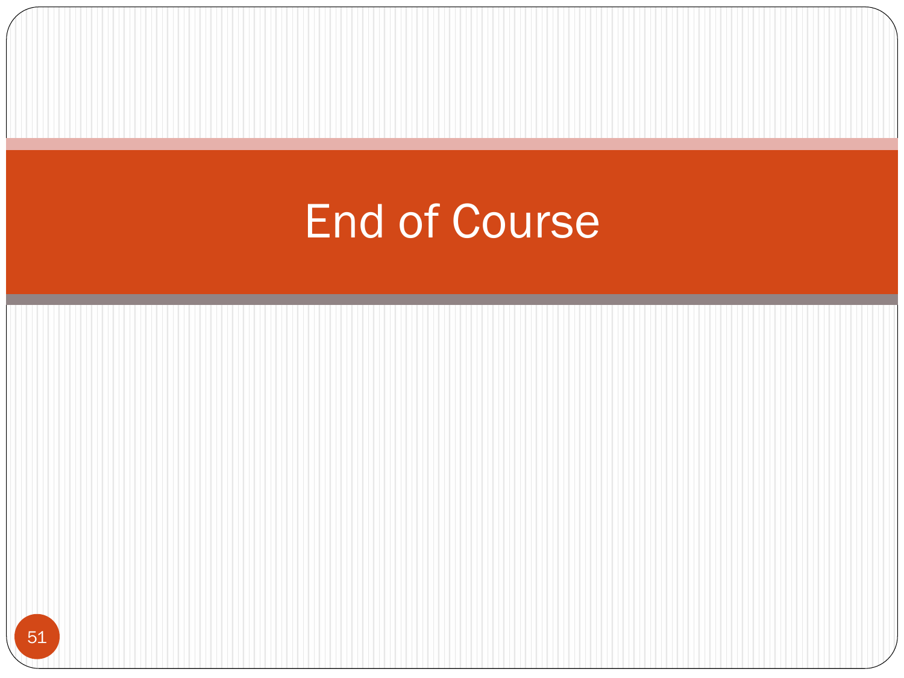# End of Course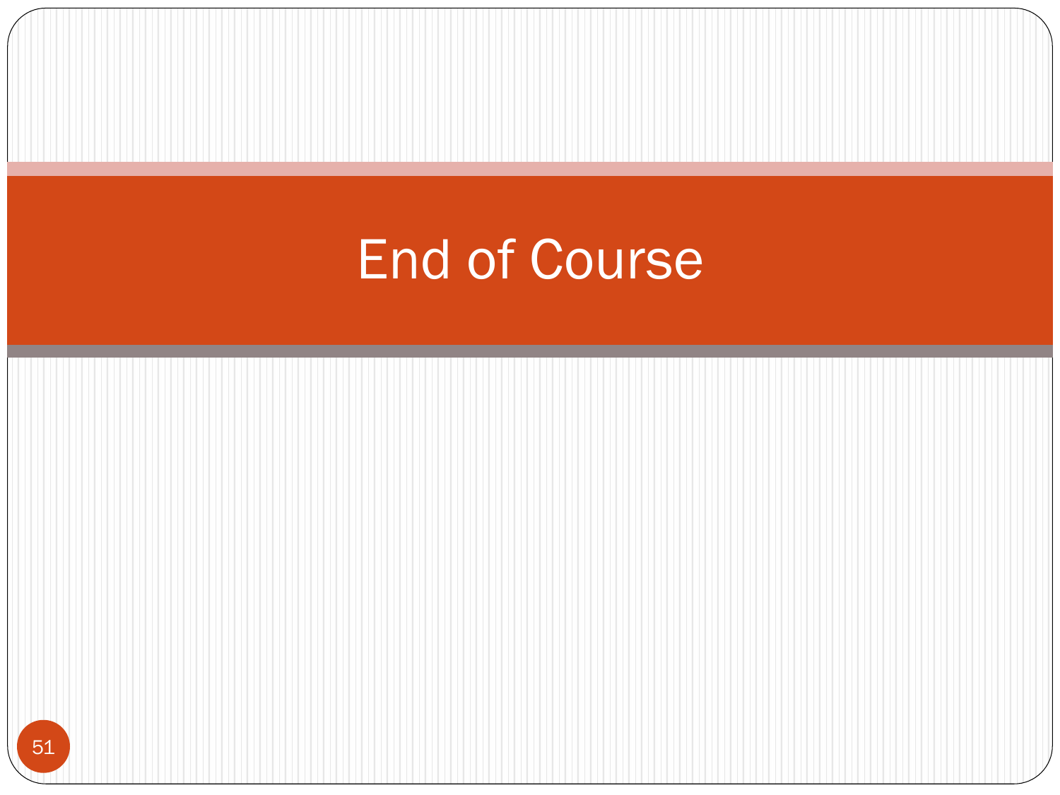# End of Course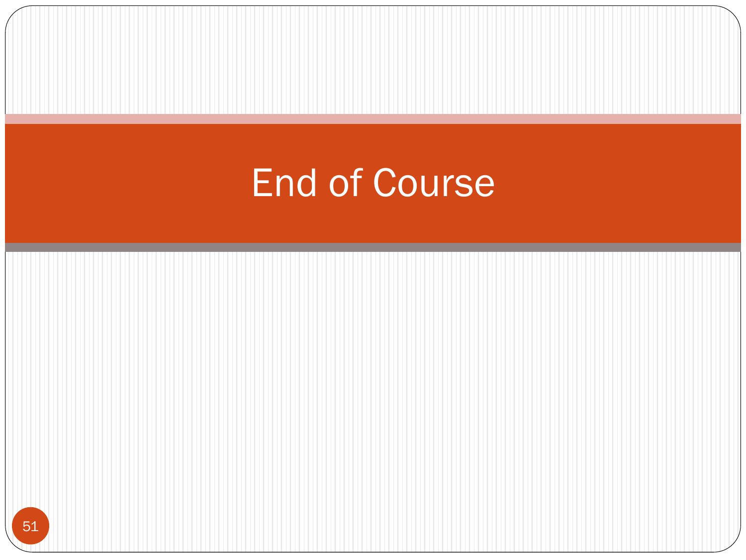# End of Course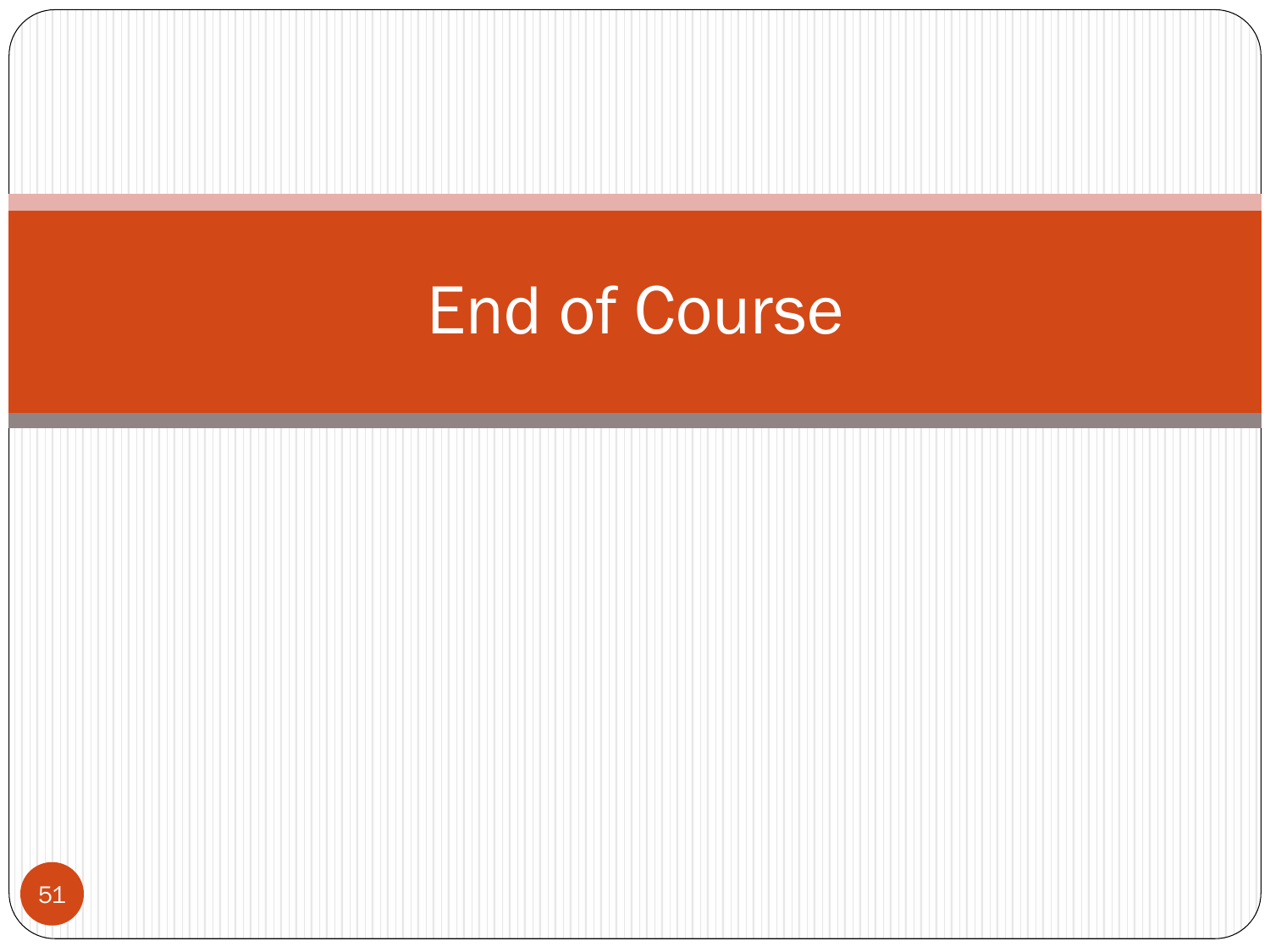# End of Course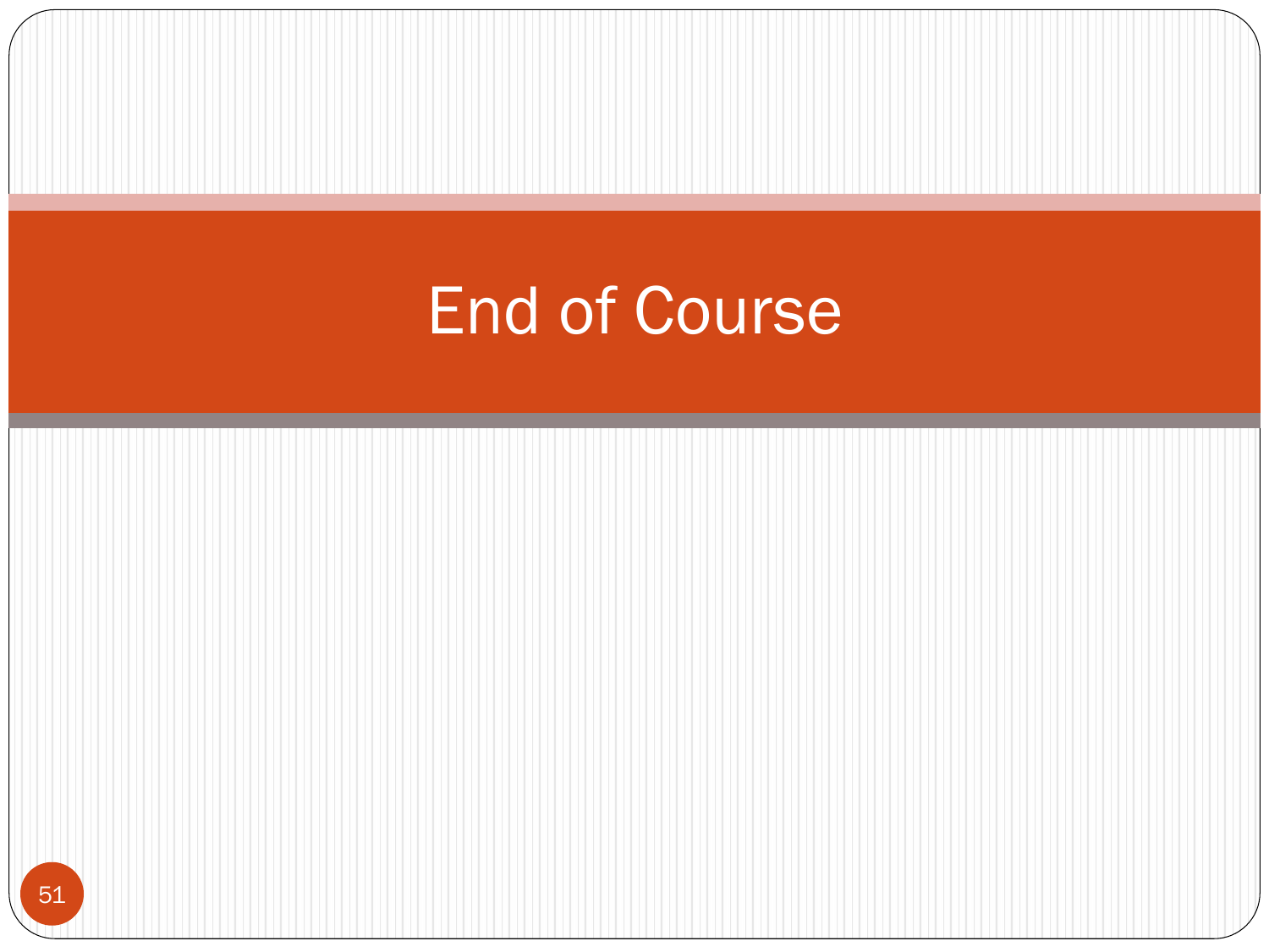# End of Course